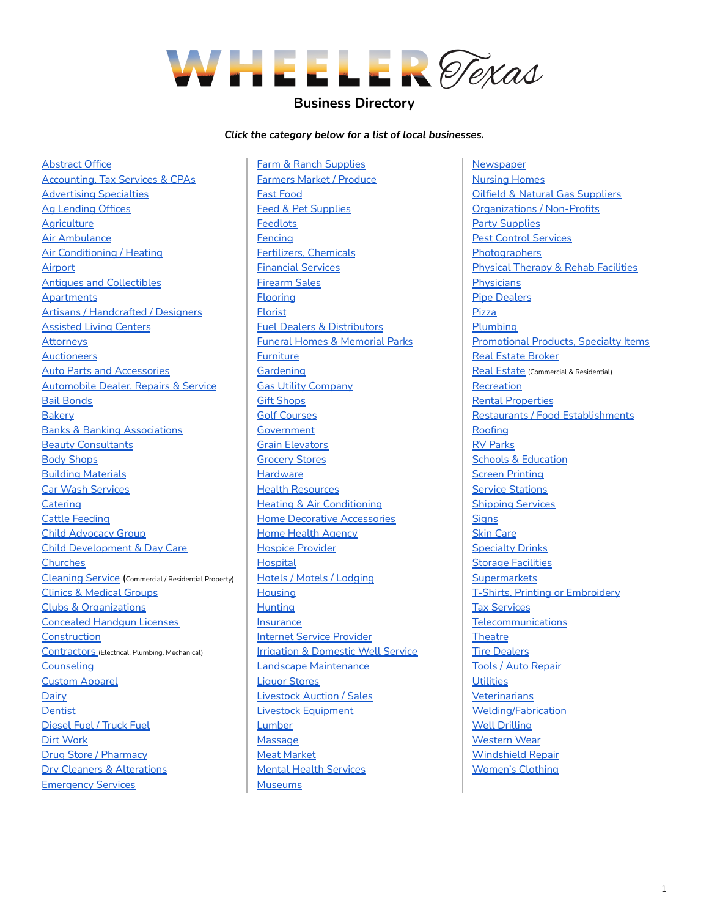# WHEELER Texas

## Business Directory

***Click the category below for a list of local businesses.***

- Abstract Office
- Accounting, Tax Services & CPAs
- Advertising Specialties
- Ag Lending Offices
- Agriculture
- Air Ambulance
- Air Conditioning / Heating
- Airport
- Antiques and Collectibles
- Apartments
- Artisans / Handcrafted / Designers
- Assisted Living Centers
- Attorneys
- Auctioneers
- Auto Parts and Accessories
- Automobile Dealer, Repairs & Service
- Bail Bonds
- Bakery
- Banks & Banking Associations
- Beauty Consultants
- Body Shops
- Building Materials
- Car Wash Services
- Catering
- Cattle Feeding
- Child Advocacy Group
- Child Development & Day Care
- Churches
- Cleaning Service (Commercial / Residential Property)
- Clinics & Medical Groups
- Clubs & Organizations
- Concealed Handgun Licenses
- Construction
- Contractors (Electrical, Plumbing, Mechanical)
- Counseling
- Custom Apparel
- Dairy
- Dentist
- Diesel Fuel / Truck Fuel
- Dirt Work
- Drug Store / Pharmacy
- Dry Cleaners & Alterations
- Emergency Services
- Farm & Ranch Supplies
- Farmers Market / Produce
- Fast Food
- Feed & Pet Supplies
- Feedlots
- Fencing
- Fertilizers, Chemicals
- Financial Services
- Firearm Sales
- Flooring
- Florist
- Fuel Dealers & Distributors
- Funeral Homes & Memorial Parks
- Furniture
- Gardening
- Gas Utility Company
- Gift Shops
- Golf Courses
- Government
- Grain Elevators
- Grocery Stores
- Hardware
- Health Resources
- Heating & Air Conditioning
- Home Decorative Accessories
- Home Health Agency
- Hospice Provider
- Hospital
- Hotels / Motels / Lodging
- Housing
- Hunting
- Insurance
- Internet Service Provider
- Irrigation & Domestic Well Service
- Landscape Maintenance
- Liquor Stores
- Livestock Auction / Sales
- Livestock Equipment
- Lumber
- Massage
- Meat Market
- Mental Health Services
- Museums
- Newspaper
- Nursing Homes
- Oilfield & Natural Gas Suppliers
- Organizations / Non-Profits
- Party Supplies
- Pest Control Services
- Photographers
- Physical Therapy & Rehab Facilities
- Physicians
- Pipe Dealers
- Pizza
- Plumbing
- Promotional Products, Specialty Items
- Real Estate Broker
- Real Estate (Commercial & Residential)
- Recreation
- Rental Properties
- Restaurants / Food Establishments
- Roofing
- RV Parks
- Schools & Education
- Screen Printing
- Service Stations
- Shipping Services
- Signs
- Skin Care
- Specialty Drinks
- Storage Facilities
- Supermarkets
- T-Shirts, Printing or Embroidery
- Tax Services
- Telecommunications
- Theatre
- Tire Dealers
- Tools / Auto Repair
- Utilities
- Veterinarians
- Welding/Fabrication
- Well Drilling
- Western Wear
- Windshield Repair
- Women's Clothing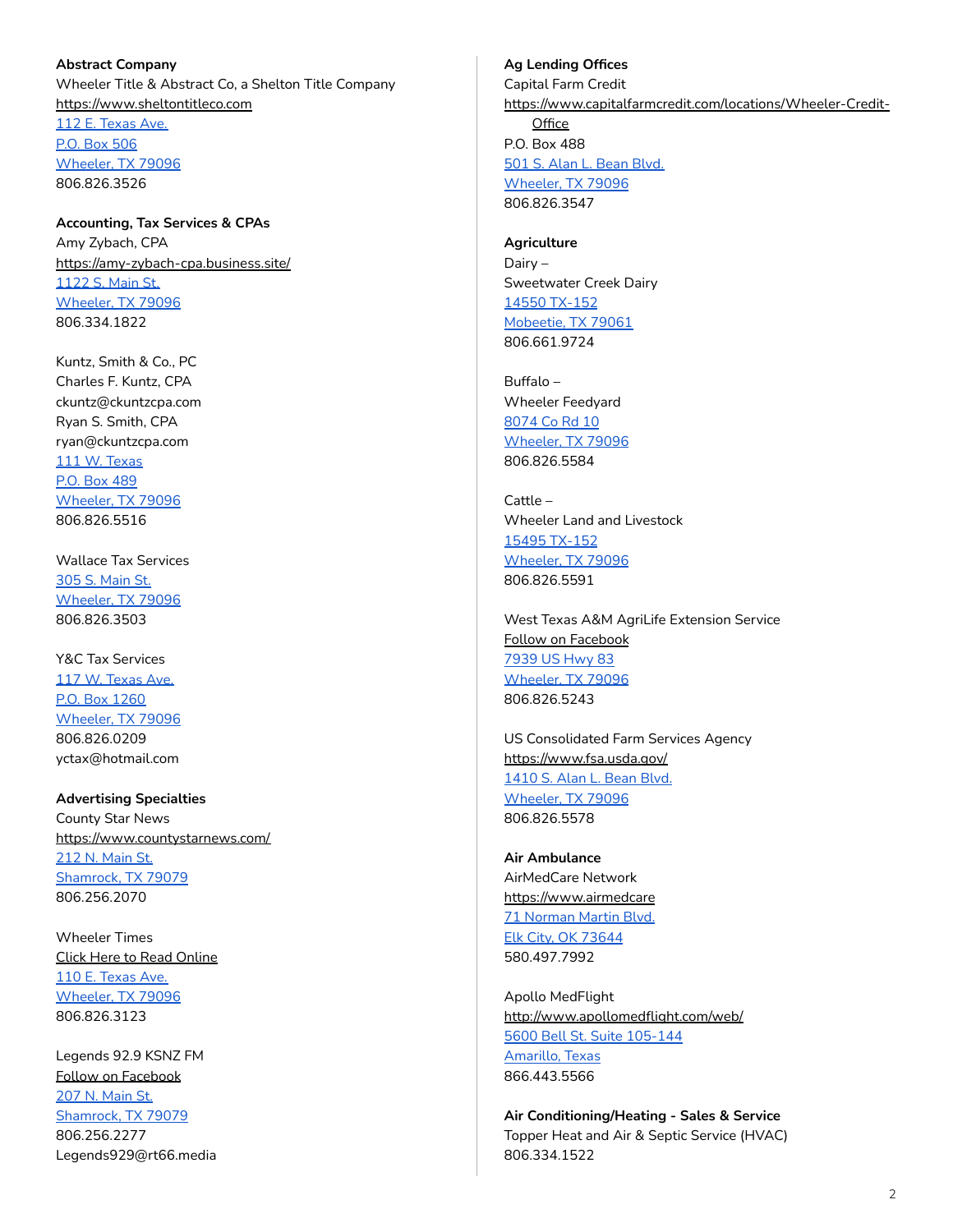**Abstract Company**

Wheeler Title & Abstract Co, a Shelton Title Company
https://www.sheltontitleco.com
112 E. Texas Ave.
P.O. Box 506
Wheeler, TX 79096
806.826.3526

**Accounting, Tax Services & CPAs**

Amy Zybach, CPA
https://amy-zybach-cpa.business.site/
1122 S. Main St.
Wheeler, TX 79096
806.334.1822

Kuntz, Smith & Co., PC
Charles F. Kuntz, CPA
ckuntz@ckuntzcpa.com
Ryan S. Smith, CPA
ryan@ckuntzcpa.com
111 W. Texas
P.O. Box 489
Wheeler, TX 79096
806.826.5516

Wallace Tax Services
305 S. Main St.
Wheeler, TX 79096
806.826.3503

Y&C Tax Services
117 W. Texas Ave.
P.O. Box 1260
Wheeler, TX 79096
806.826.0209
yctax@hotmail.com

**Advertising Specialties**

County Star News
https://www.countystarnews.com/
212 N. Main St.
Shamrock, TX 79079
806.256.2070

Wheeler Times
Click Here to Read Online
110 E. Texas Ave.
Wheeler, TX 79096
806.826.3123

Legends 92.9 KSNZ FM
Follow on Facebook
207 N. Main St.
Shamrock, TX 79079
806.256.2277
Legends929@rt66.media

**Ag Lending Offices**

Capital Farm Credit
https://www.capitalfarmcredit.com/locations/Wheeler-Credit-Office
P.O. Box 488
501 S. Alan L. Bean Blvd.
Wheeler, TX 79096
806.826.3547

**Agriculture**

Dairy –
Sweetwater Creek Dairy
14550 TX-152
Mobeetie, TX 79061
806.661.9724

Buffalo –
Wheeler Feedyard
8074 Co Rd 10
Wheeler, TX 79096
806.826.5584

Cattle –
Wheeler Land and Livestock
15495 TX-152
Wheeler, TX 79096
806.826.5591

West Texas A&M AgriLife Extension Service
Follow on Facebook
7939 US Hwy 83
Wheeler, TX 79096
806.826.5243

US Consolidated Farm Services Agency
https://www.fsa.usda.gov/
1410 S. Alan L. Bean Blvd.
Wheeler, TX 79096
806.826.5578

**Air Ambulance**

AirMedCare Network
https://www.airmedcare
71 Norman Martin Blvd.
Elk City, OK 73644
580.497.7992

Apollo MedFlight
http://www.apollomedflight.com/web/
5600 Bell St. Suite 105-144
Amarillo, Texas
866.443.5566

**Air Conditioning/Heating - Sales & Service**

Topper Heat and Air & Septic Service (HVAC)
806.334.1522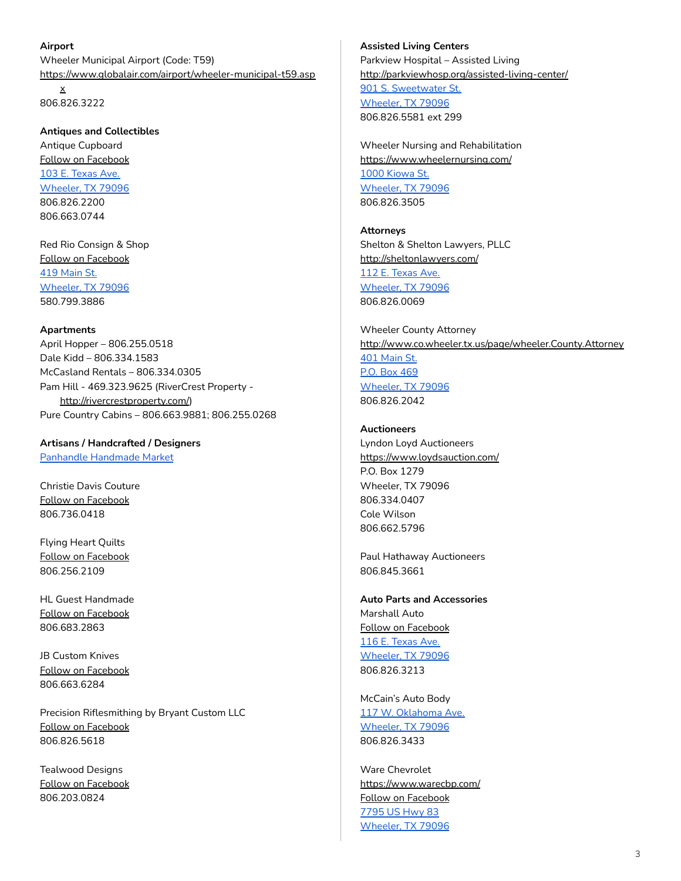**Airport**
Wheeler Municipal Airport (Code: T59)
https://www.globalair.com/airport/wheeler-municipal-t59.aspx
806.826.3222

**Antiques and Collectibles**
Antique Cupboard
Follow on Facebook
103 E. Texas Ave.
Wheeler, TX 79096
806.826.2200
806.663.0744

Red Rio Consign & Shop
Follow on Facebook
419 Main St.
Wheeler, TX 79096
580.799.3886

**Apartments**
April Hopper – 806.255.0518
Dale Kidd – 806.334.1583
McCasland Rentals – 806.334.0305
Pam Hill - 469.323.9625 (RiverCrest Property - http://rivercrestproperty.com/)
Pure Country Cabins – 806.663.9881; 806.255.0268

**Artisans / Handcrafted / Designers**
Panhandle Handmade Market

Christie Davis Couture
Follow on Facebook
806.736.0418

Flying Heart Quilts
Follow on Facebook
806.256.2109

HL Guest Handmade
Follow on Facebook
806.683.2863

JB Custom Knives
Follow on Facebook
806.663.6284

Precision Riflesmithing by Bryant Custom LLC
Follow on Facebook
806.826.5618

Tealwood Designs
Follow on Facebook
806.203.0824

**Assisted Living Centers**
Parkview Hospital – Assisted Living
http://parkviewhosp.org/assisted-living-center/
901 S. Sweetwater St.
Wheeler, TX 79096
806.826.5581 ext 299

Wheeler Nursing and Rehabilitation
https://www.wheelernursing.com/
1000 Kiowa St.
Wheeler, TX 79096
806.826.3505

**Attorneys**
Shelton & Shelton Lawyers, PLLC
http://sheltonlawyers.com/
112 E. Texas Ave.
Wheeler, TX 79096
806.826.0069

Wheeler County Attorney
http://www.co.wheeler.tx.us/page/wheeler.County.Attorney
401 Main St.
P.O. Box 469
Wheeler, TX 79096
806.826.2042

**Auctioneers**
Lyndon Loyd Auctioneers
https://www.loydsauction.com/
P.O. Box 1279
Wheeler, TX 79096
806.334.0407
Cole Wilson
806.662.5796

Paul Hathaway Auctioneers
806.845.3661

**Auto Parts and Accessories**
Marshall Auto
Follow on Facebook
116 E. Texas Ave.
Wheeler, TX 79096
806.826.3213

McCain's Auto Body
117 W. Oklahoma Ave.
Wheeler, TX 79096
806.826.3433

Ware Chevrolet
https://www.warecbp.com/
Follow on Facebook
7795 US Hwy 83
Wheeler, TX 79096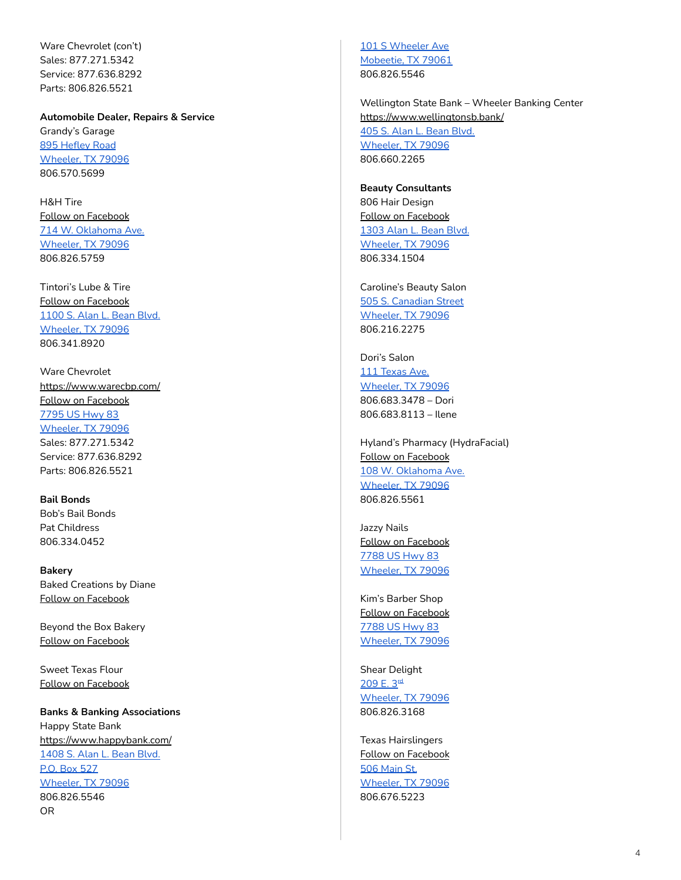Ware Chevrolet (con't)
Sales: 877.271.5342
Service: 877.636.8292
Parts: 806.826.5521

**Automobile Dealer, Repairs & Service**

Grandy's Garage
895 Hefley Road
Wheeler, TX 79096
806.570.5699

H&H Tire
Follow on Facebook
714 W. Oklahoma Ave.
Wheeler, TX 79096
806.826.5759

Tintori's Lube & Tire
Follow on Facebook
1100 S. Alan L. Bean Blvd.
Wheeler, TX 79096
806.341.8920

Ware Chevrolet
https://www.warecbp.com/
Follow on Facebook
7795 US Hwy 83
Wheeler, TX 79096
Sales: 877.271.5342
Service: 877.636.8292
Parts: 806.826.5521

**Bail Bonds**

Bob's Bail Bonds
Pat Childress
806.334.0452

**Bakery**

Baked Creations by Diane
Follow on Facebook

Beyond the Box Bakery
Follow on Facebook

Sweet Texas Flour
Follow on Facebook

**Banks & Banking Associations**

Happy State Bank
https://www.happybank.com/
1408 S. Alan L. Bean Blvd.
P.O. Box 527
Wheeler, TX 79096
806.826.5546
OR
101 S Wheeler Ave
Mobeetie, TX 79061
806.826.5546

Wellington State Bank – Wheeler Banking Center
https://www.wellingtonsb.bank/
405 S. Alan L. Bean Blvd.
Wheeler, TX 79096
806.660.2265

**Beauty Consultants**

806 Hair Design
Follow on Facebook
1303 Alan L. Bean Blvd.
Wheeler, TX 79096
806.334.1504

Caroline's Beauty Salon
505 S. Canadian Street
Wheeler, TX 79096
806.216.2275

Dori's Salon
111 Texas Ave.
Wheeler, TX 79096
806.683.3478 – Dori
806.683.8113 – Ilene

Hyland's Pharmacy (HydraFacial)
Follow on Facebook
108 W. Oklahoma Ave.
Wheeler, TX 79096
806.826.5561

Jazzy Nails
Follow on Facebook
7788 US Hwy 83
Wheeler, TX 79096

Kim's Barber Shop
Follow on Facebook
7788 US Hwy 83
Wheeler, TX 79096

Shear Delight
209 E. 3rd
Wheeler, TX 79096
806.826.3168

Texas Hairslingers
Follow on Facebook
506 Main St.
Wheeler, TX 79096
806.676.5223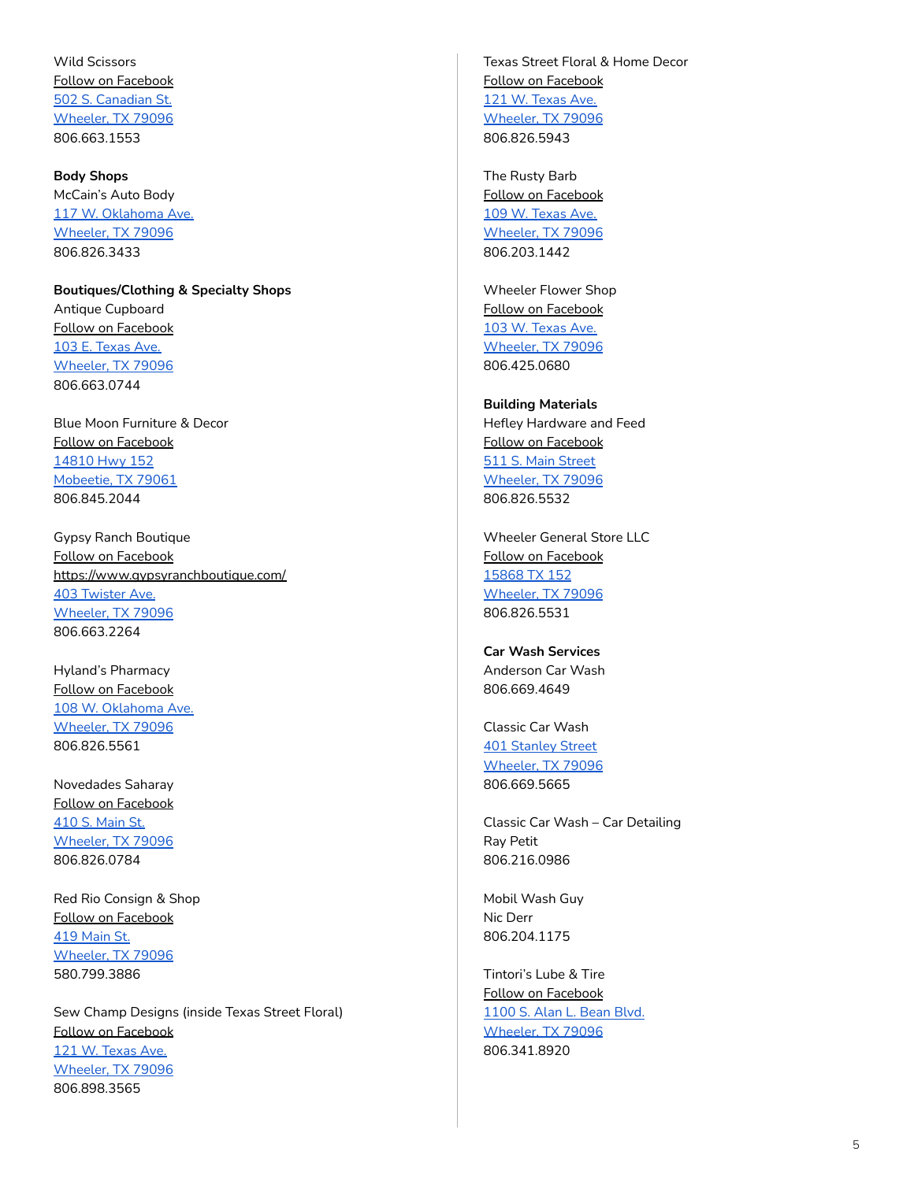Wild Scissors
Follow on Facebook
502 S. Canadian St.
Wheeler, TX 79096
806.663.1553

**Body Shops**
McCain's Auto Body
117 W. Oklahoma Ave.
Wheeler, TX 79096
806.826.3433

**Boutiques/Clothing & Specialty Shops**
Antique Cupboard
Follow on Facebook
103 E. Texas Ave.
Wheeler, TX 79096
806.663.0744

Blue Moon Furniture & Decor
Follow on Facebook
14810 Hwy 152
Mobeetie, TX 79061
806.845.2044

Gypsy Ranch Boutique
Follow on Facebook
https://www.gypsyranchboutique.com/
403 Twister Ave.
Wheeler, TX 79096
806.663.2264

Hyland's Pharmacy
Follow on Facebook
108 W. Oklahoma Ave.
Wheeler, TX 79096
806.826.5561

Novedades Saharay
Follow on Facebook
410 S. Main St.
Wheeler, TX 79096
806.826.0784

Red Rio Consign & Shop
Follow on Facebook
419 Main St.
Wheeler, TX 79096
580.799.3886

Sew Champ Designs (inside Texas Street Floral)
Follow on Facebook
121 W. Texas Ave.
Wheeler, TX 79096
806.898.3565

Texas Street Floral & Home Decor
Follow on Facebook
121 W. Texas Ave.
Wheeler, TX 79096
806.826.5943

The Rusty Barb
Follow on Facebook
109 W. Texas Ave.
Wheeler, TX 79096
806.203.1442

Wheeler Flower Shop
Follow on Facebook
103 W. Texas Ave.
Wheeler, TX 79096
806.425.0680

**Building Materials**
Hefley Hardware and Feed
Follow on Facebook
511 S. Main Street
Wheeler, TX 79096
806.826.5532

Wheeler General Store LLC
Follow on Facebook
15868 TX 152
Wheeler, TX 79096
806.826.5531

**Car Wash Services**
Anderson Car Wash
806.669.4649

Classic Car Wash
401 Stanley Street
Wheeler, TX 79096
806.669.5665

Classic Car Wash – Car Detailing
Ray Petit
806.216.0986

Mobil Wash Guy
Nic Derr
806.204.1175

Tintori's Lube & Tire
Follow on Facebook
1100 S. Alan L. Bean Blvd.
Wheeler, TX 79096
806.341.8920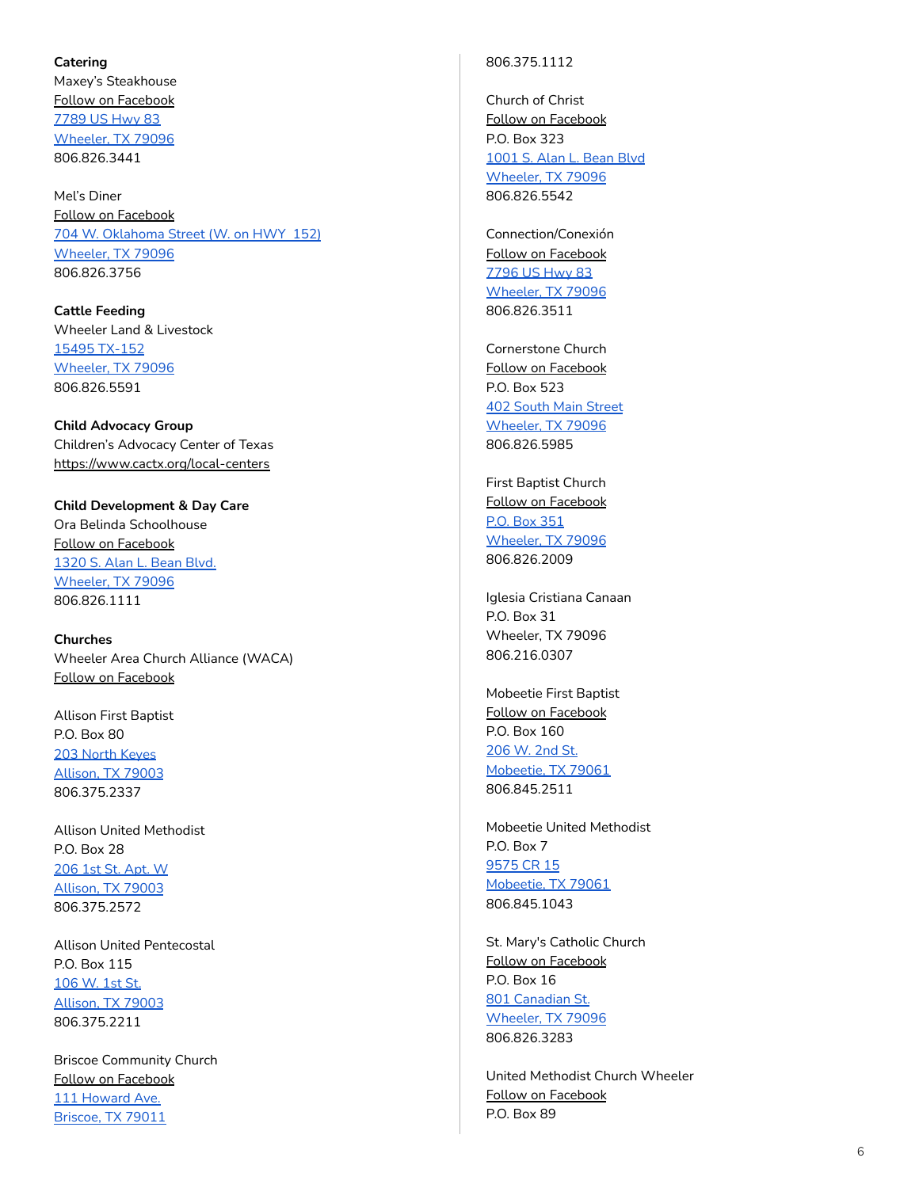**Catering**
Maxey's Steakhouse
Follow on Facebook
7789 US Hwy 83
Wheeler, TX 79096
806.826.3441

Mel's Diner
Follow on Facebook
704 W. Oklahoma Street (W. on HWY 152)
Wheeler, TX 79096
806.826.3756

**Cattle Feeding**
Wheeler Land & Livestock
15495 TX-152
Wheeler, TX 79096
806.826.5591

**Child Advocacy Group**
Children's Advocacy Center of Texas
https://www.cactx.org/local-centers

**Child Development & Day Care**
Ora Belinda Schoolhouse
Follow on Facebook
1320 S. Alan L. Bean Blvd.
Wheeler, TX 79096
806.826.1111

**Churches**
Wheeler Area Church Alliance (WACA)
Follow on Facebook

Allison First Baptist
P.O. Box 80
203 North Keyes
Allison, TX 79003
806.375.2337

Allison United Methodist
P.O. Box 28
206 1st St. Apt. W
Allison, TX 79003
806.375.2572

Allison United Pentecostal
P.O. Box 115
106 W. 1st St.
Allison, TX 79003
806.375.2211

Briscoe Community Church
Follow on Facebook
111 Howard Ave.
Briscoe, TX 79011
806.375.1112

Church of Christ
Follow on Facebook
P.O. Box 323
1001 S. Alan L. Bean Blvd
Wheeler, TX 79096
806.826.5542

Connection/Conexión
Follow on Facebook
7796 US Hwy 83
Wheeler, TX 79096
806.826.3511

Cornerstone Church
Follow on Facebook
P.O. Box 523
402 South Main Street
Wheeler, TX 79096
806.826.5985

First Baptist Church
Follow on Facebook
P.O. Box 351
Wheeler, TX 79096
806.826.2009

Iglesia Cristiana Canaan
P.O. Box 31
Wheeler, TX 79096
806.216.0307

Mobeetie First Baptist
Follow on Facebook
P.O. Box 160
206 W. 2nd St.
Mobeetie, TX 79061
806.845.2511

Mobeetie United Methodist
P.O. Box 7
9575 CR 15
Mobeetie, TX 79061
806.845.1043

St. Mary's Catholic Church
Follow on Facebook
P.O. Box 16
801 Canadian St.
Wheeler, TX 79096
806.826.3283

United Methodist Church Wheeler
Follow on Facebook
P.O. Box 89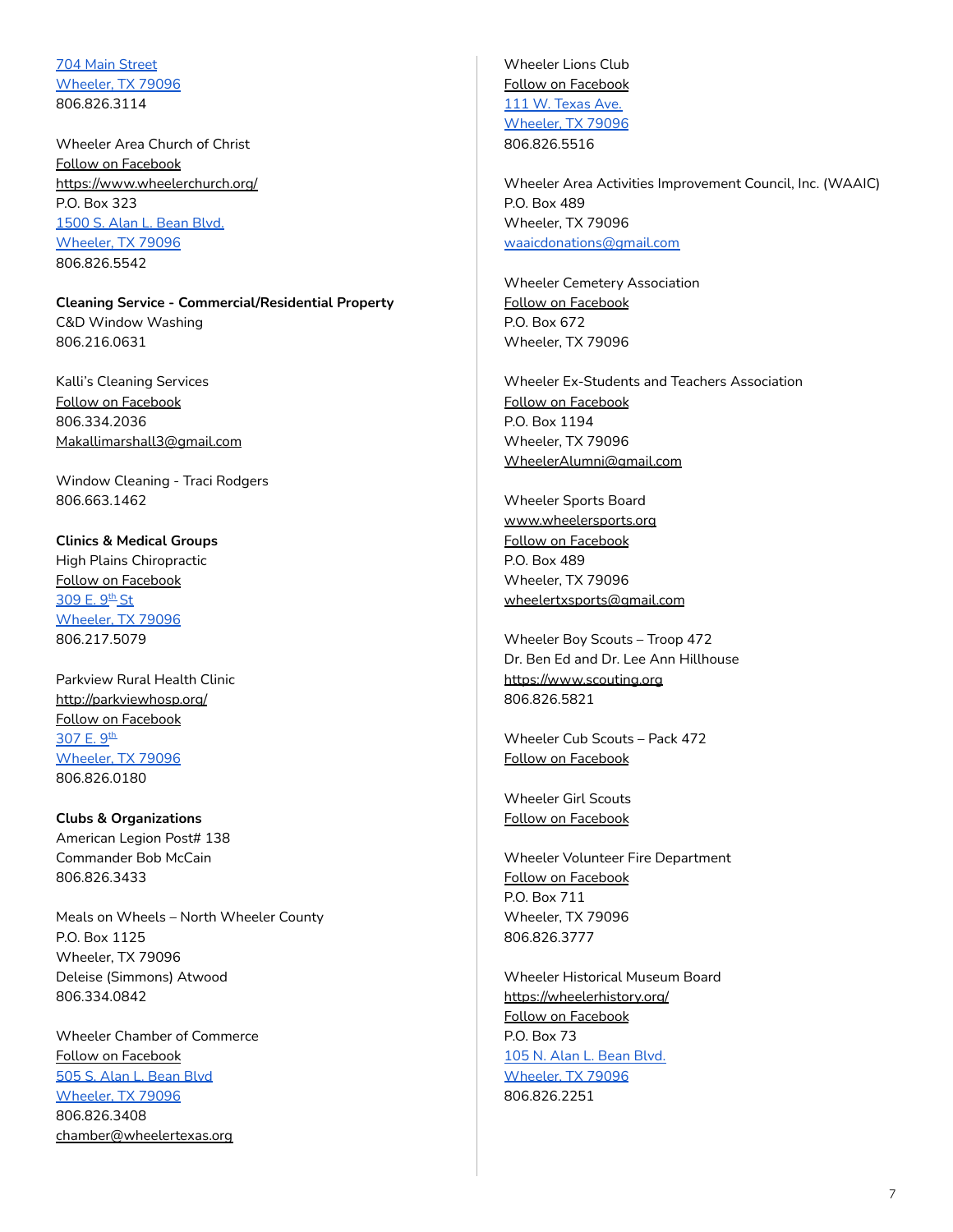704 Main Street
Wheeler, TX 79096
806.826.3114

Wheeler Area Church of Christ
Follow on Facebook
https://www.wheelerchurch.org/
P.O. Box 323
1500 S. Alan L. Bean Blvd.
Wheeler, TX 79096
806.826.5542

**Cleaning Service - Commercial/Residential Property**

C&D Window Washing
806.216.0631

Kalli's Cleaning Services
Follow on Facebook
806.334.2036
Makallimarshall3@gmail.com

Window Cleaning - Traci Rodgers
806.663.1462

**Clinics & Medical Groups**

High Plains Chiropractic
Follow on Facebook
309 E. 9th St
Wheeler, TX 79096
806.217.5079

Parkview Rural Health Clinic
http://parkviewhosp.org/
Follow on Facebook
307 E. 9th
Wheeler, TX 79096
806.826.0180

**Clubs & Organizations**

American Legion Post# 138
Commander Bob McCain
806.826.3433

Meals on Wheels – North Wheeler County
P.O. Box 1125
Wheeler, TX 79096
Deleise (Simmons) Atwood
806.334.0842

Wheeler Chamber of Commerce
Follow on Facebook
505 S. Alan L. Bean Blvd
Wheeler, TX 79096
806.826.3408
chamber@wheelertexas.org

Wheeler Lions Club
Follow on Facebook
111 W. Texas Ave.
Wheeler, TX 79096
806.826.5516

Wheeler Area Activities Improvement Council, Inc. (WAAIC)
P.O. Box 489
Wheeler, TX 79096
waaicdonations@gmail.com

Wheeler Cemetery Association
Follow on Facebook
P.O. Box 672
Wheeler, TX 79096

Wheeler Ex-Students and Teachers Association
Follow on Facebook
P.O. Box 1194
Wheeler, TX 79096
WheelerAlumni@gmail.com

Wheeler Sports Board
www.wheelersports.org
Follow on Facebook
P.O. Box 489
Wheeler, TX 79096
wheelertxsports@gmail.com

Wheeler Boy Scouts – Troop 472
Dr. Ben Ed and Dr. Lee Ann Hillhouse
https://www.scouting.org
806.826.5821

Wheeler Cub Scouts – Pack 472
Follow on Facebook

Wheeler Girl Scouts
Follow on Facebook

Wheeler Volunteer Fire Department
Follow on Facebook
P.O. Box 711
Wheeler, TX 79096
806.826.3777

Wheeler Historical Museum Board
https://wheelerhistory.org/
Follow on Facebook
P.O. Box 73
105 N. Alan L. Bean Blvd.
Wheeler, TX 79096
806.826.2251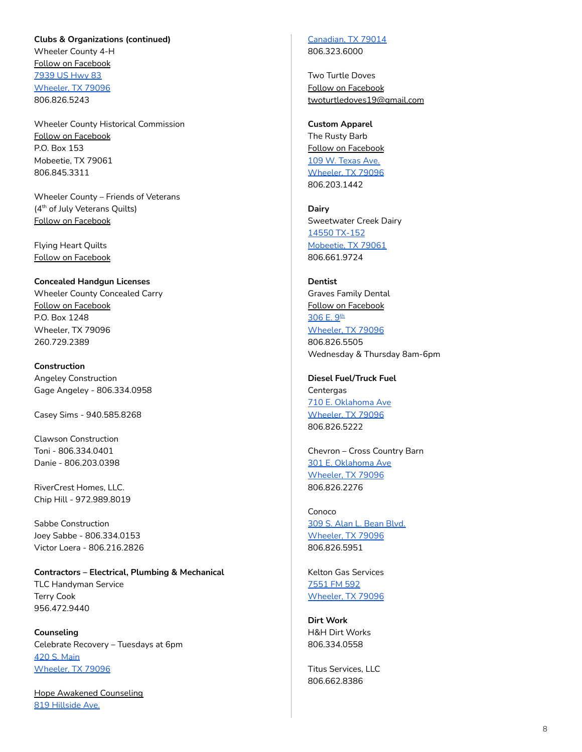**Clubs & Organizations (continued)**

Wheeler County 4-H
Follow on Facebook
7939 US Hwy 83
Wheeler, TX 79096
806.826.5243

Wheeler County Historical Commission
Follow on Facebook
P.O. Box 153
Mobeetie, TX 79061
806.845.3311

Wheeler County – Friends of Veterans
(4th of July Veterans Quilts)
Follow on Facebook

Flying Heart Quilts
Follow on Facebook

**Concealed Handgun Licenses**

Wheeler County Concealed Carry
Follow on Facebook
P.O. Box 1248
Wheeler, TX 79096
260.729.2389

**Construction**

Angeley Construction
Gage Angeley - 806.334.0958

Casey Sims - 940.585.8268

Clawson Construction
Toni - 806.334.0401
Danie - 806.203.0398

RiverCrest Homes, LLC.
Chip Hill - 972.989.8019

Sabbe Construction
Joey Sabbe - 806.334.0153
Victor Loera - 806.216.2826

**Contractors – Electrical, Plumbing & Mechanical**

TLC Handyman Service
Terry Cook
956.472.9440

**Counseling**

Celebrate Recovery – Tuesdays at 6pm
420 S. Main
Wheeler, TX 79096

Hope Awakened Counseling
819 Hillside Ave.
Canadian, TX 79014
806.323.6000

Two Turtle Doves
Follow on Facebook
twoturtledoves19@gmail.com

**Custom Apparel**

The Rusty Barb
Follow on Facebook
109 W. Texas Ave.
Wheeler, TX 79096
806.203.1442

**Dairy**

Sweetwater Creek Dairy
14550 TX-152
Mobeetie, TX 79061
806.661.9724

**Dentist**

Graves Family Dental
Follow on Facebook
306 E. 9th
Wheeler, TX 79096
806.826.5505
Wednesday & Thursday 8am-6pm

**Diesel Fuel/Truck Fuel**

Centergas
710 E. Oklahoma Ave
Wheeler, TX 79096
806.826.5222

Chevron – Cross Country Barn
301 E. Oklahoma Ave
Wheeler, TX 79096
806.826.2276

Conoco
309 S. Alan L. Bean Blvd.
Wheeler, TX 79096
806.826.5951

Kelton Gas Services
7551 FM 592
Wheeler, TX 79096

**Dirt Work**

H&H Dirt Works
806.334.0558

Titus Services, LLC
806.662.8386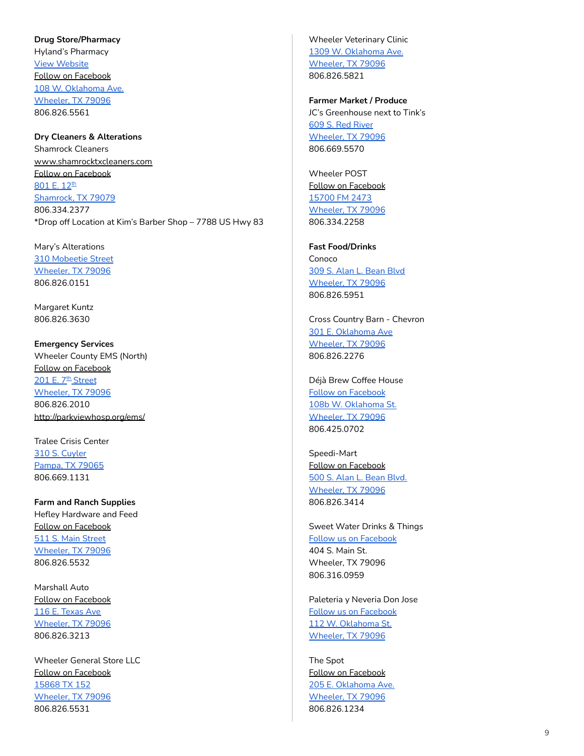**Drug Store/Pharmacy**
Hyland's Pharmacy
View Website
Follow on Facebook
108 W. Oklahoma Ave.
Wheeler, TX 79096
806.826.5561

**Dry Cleaners & Alterations**
Shamrock Cleaners
www.shamrocktxcleaners.com
Follow on Facebook
801 E. 12th
Shamrock, TX 79079
806.334.2377
*Drop off Location at Kim's Barber Shop – 7788 US Hwy 83

Mary's Alterations
310 Mobeetie Street
Wheeler, TX 79096
806.826.0151

Margaret Kuntz
806.826.3630

**Emergency Services**
Wheeler County EMS (North)
Follow on Facebook
201 E. 7th Street
Wheeler, TX 79096
806.826.2010
http://parkviewhosp.org/ems/

Tralee Crisis Center
310 S. Cuyler
Pampa, TX 79065
806.669.1131

**Farm and Ranch Supplies**
Hefley Hardware and Feed
Follow on Facebook
511 S. Main Street
Wheeler, TX 79096
806.826.5532

Marshall Auto
Follow on Facebook
116 E. Texas Ave
Wheeler, TX 79096
806.826.3213

Wheeler General Store LLC
Follow on Facebook
15868 TX 152
Wheeler, TX 79096
806.826.5531

Wheeler Veterinary Clinic
1309 W. Oklahoma Ave.
Wheeler, TX 79096
806.826.5821

**Farmer Market / Produce**
JC's Greenhouse next to Tink's
609 S. Red River
Wheeler, TX 79096
806.669.5570

Wheeler POST
Follow on Facebook
15700 FM 2473
Wheeler, TX 79096
806.334.2258

**Fast Food/Drinks**
Conoco
309 S. Alan L. Bean Blvd
Wheeler, TX 79096
806.826.5951

Cross Country Barn - Chevron
301 E. Oklahoma Ave
Wheeler, TX 79096
806.826.2276

Déjà Brew Coffee House
Follow on Facebook
108b W. Oklahoma St.
Wheeler, TX 79096
806.425.0702

Speedi-Mart
Follow on Facebook
500 S. Alan L. Bean Blvd.
Wheeler, TX 79096
806.826.3414

Sweet Water Drinks & Things
Follow us on Facebook
404 S. Main St.
Wheeler, TX 79096
806.316.0959

Paleteria y Neveria Don Jose
Follow us on Facebook
112 W. Oklahoma St.
Wheeler, TX 79096

The Spot
Follow on Facebook
205 E. Oklahoma Ave.
Wheeler, TX 79096
806.826.1234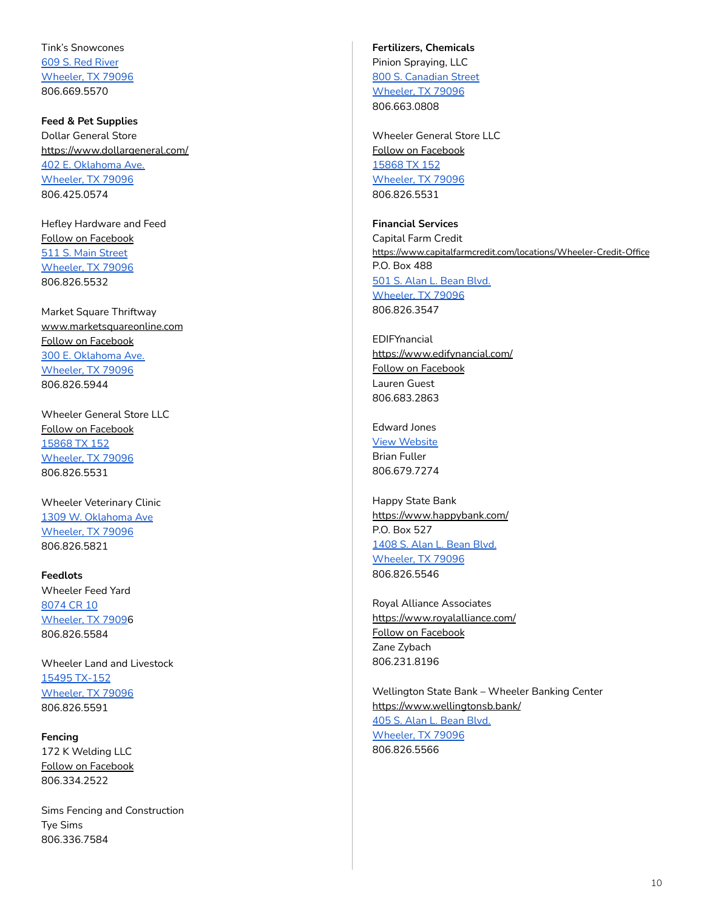Tink's Snowcones
609 S. Red River
Wheeler, TX 79096
806.669.5570

**Feed & Pet Supplies**

Dollar General Store
https://www.dollargeneral.com/
402 E. Oklahoma Ave.
Wheeler, TX 79096
806.425.0574

Hefley Hardware and Feed
Follow on Facebook
511 S. Main Street
Wheeler, TX 79096
806.826.5532

Market Square Thriftway
www.marketsquareonline.com
Follow on Facebook
300 E. Oklahoma Ave.
Wheeler, TX 79096
806.826.5944

Wheeler General Store LLC
Follow on Facebook
15868 TX 152
Wheeler, TX 79096
806.826.5531

Wheeler Veterinary Clinic
1309 W. Oklahoma Ave
Wheeler, TX 79096
806.826.5821

**Feedlots**

Wheeler Feed Yard
8074 CR 10
Wheeler, TX 79096
806.826.5584

Wheeler Land and Livestock
15495 TX-152
Wheeler, TX 79096
806.826.5591

**Fencing**

172 K Welding LLC
Follow on Facebook
806.334.2522

Sims Fencing and Construction
Tye Sims
806.336.7584

**Fertilizers, Chemicals**

Pinion Spraying, LLC
800 S. Canadian Street
Wheeler, TX 79096
806.663.0808

Wheeler General Store LLC
Follow on Facebook
15868 TX 152
Wheeler, TX 79096
806.826.5531

**Financial Services**

Capital Farm Credit
https://www.capitalfarmcredit.com/locations/Wheeler-Credit-Office
P.O. Box 488
501 S. Alan L. Bean Blvd.
Wheeler, TX 79096
806.826.3547

EDIFYnancial
https://www.edifynancial.com/
Follow on Facebook
Lauren Guest
806.683.2863

Edward Jones
View Website
Brian Fuller
806.679.7274

Happy State Bank
https://www.happybank.com/
P.O. Box 527
1408 S. Alan L. Bean Blvd.
Wheeler, TX 79096
806.826.5546

Royal Alliance Associates
https://www.royalalliance.com/
Follow on Facebook
Zane Zybach
806.231.8196

Wellington State Bank – Wheeler Banking Center
https://www.wellingtonsb.bank/
405 S. Alan L. Bean Blvd.
Wheeler, TX 79096
806.826.5566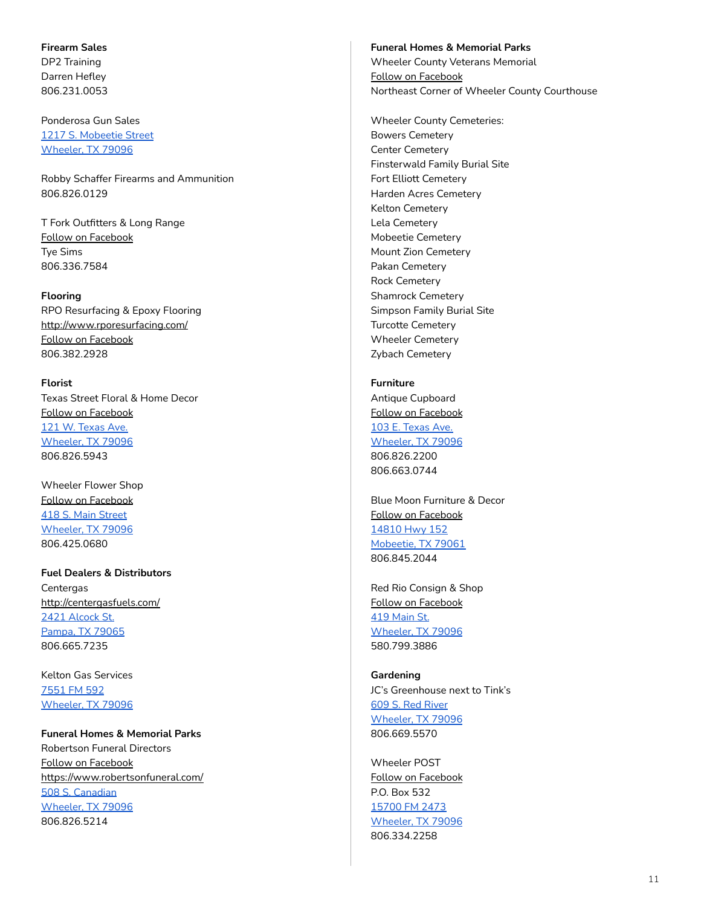**Firearm Sales**

DP2 Training
Darren Hefley
806.231.0053

Ponderosa Gun Sales
1217 S. Mobeetie Street
Wheeler, TX 79096

Robby Schaffer Firearms and Ammunition
806.826.0129

T Fork Outfitters & Long Range
Follow on Facebook
Tye Sims
806.336.7584

**Flooring**

RPO Resurfacing & Epoxy Flooring
http://www.rporesurfacing.com/
Follow on Facebook
806.382.2928

**Florist**

Texas Street Floral & Home Decor
Follow on Facebook
121 W. Texas Ave.
Wheeler, TX 79096
806.826.5943

Wheeler Flower Shop
Follow on Facebook
418 S. Main Street
Wheeler, TX 79096
806.425.0680

**Fuel Dealers & Distributors**

Centergas
http://centergasfuels.com/
2421 Alcock St.
Pampa, TX 79065
806.665.7235

Kelton Gas Services
7551 FM 592
Wheeler, TX 79096

**Funeral Homes & Memorial Parks**

Robertson Funeral Directors
Follow on Facebook
https://www.robertsonfuneral.com/
508 S. Canadian
Wheeler, TX 79096
806.826.5214

**Funeral Homes & Memorial Parks**

Wheeler County Veterans Memorial
Follow on Facebook
Northeast Corner of Wheeler County Courthouse

Wheeler County Cemeteries:
Bowers Cemetery
Center Cemetery
Finsterwald Family Burial Site
Fort Elliott Cemetery
Harden Acres Cemetery
Kelton Cemetery
Lela Cemetery
Mobeetie Cemetery
Mount Zion Cemetery
Pakan Cemetery
Rock Cemetery
Shamrock Cemetery
Simpson Family Burial Site
Turcotte Cemetery
Wheeler Cemetery
Zybach Cemetery

**Furniture**

Antique Cupboard
Follow on Facebook
103 E. Texas Ave.
Wheeler, TX 79096
806.826.2200
806.663.0744

Blue Moon Furniture & Decor
Follow on Facebook
14810 Hwy 152
Mobeetie, TX 79061
806.845.2044

Red Rio Consign & Shop
Follow on Facebook
419 Main St.
Wheeler, TX 79096
580.799.3886

**Gardening**

JC's Greenhouse next to Tink's
609 S. Red River
Wheeler, TX 79096
806.669.5570

Wheeler POST
Follow on Facebook
P.O. Box 532
15700 FM 2473
Wheeler, TX 79096
806.334.2258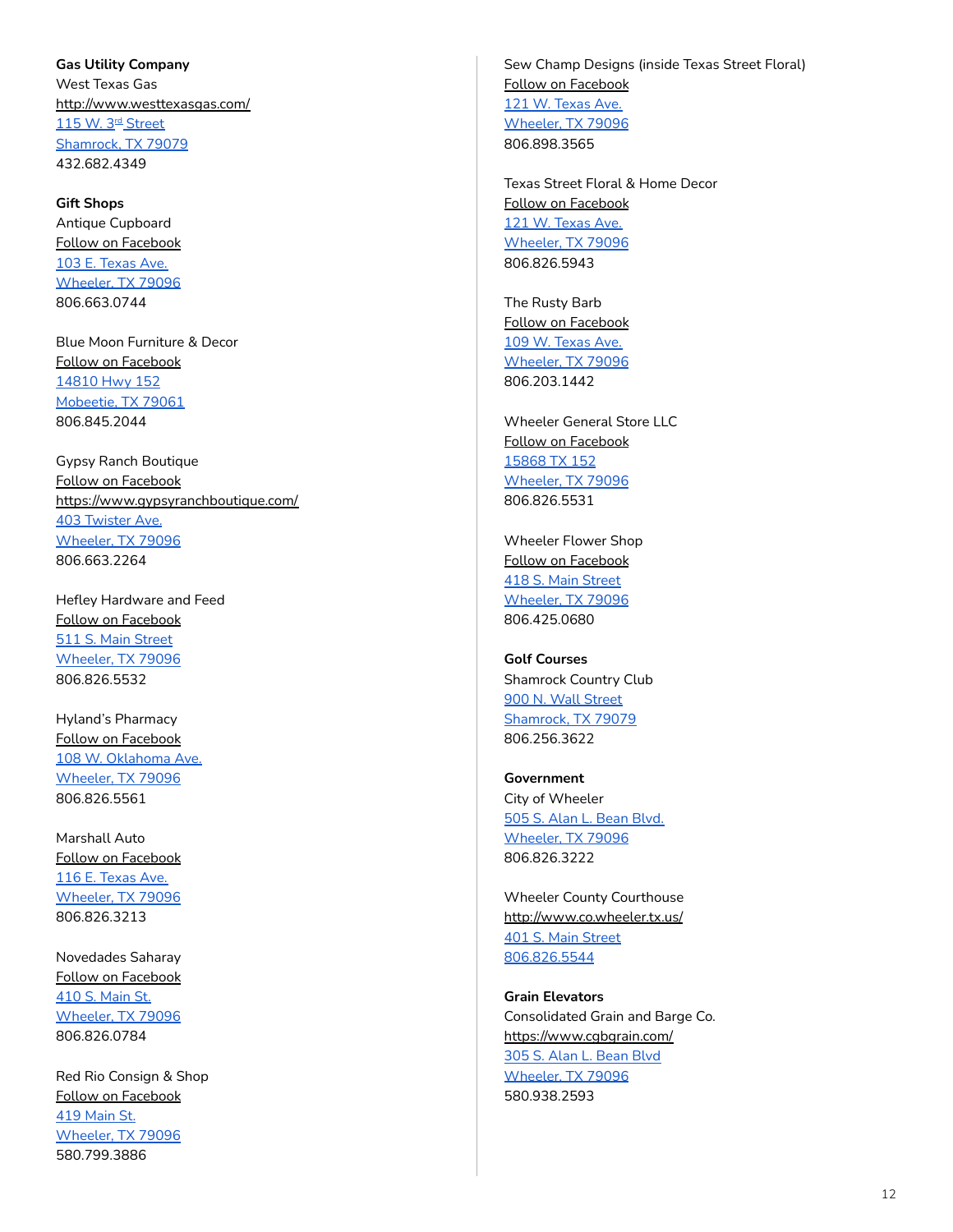**Gas Utility Company**
West Texas Gas
http://www.westtexasgas.com/
115 W. 3rd Street
Shamrock, TX 79079
432.682.4349

**Gift Shops**
Antique Cupboard
Follow on Facebook
103 E. Texas Ave.
Wheeler, TX 79096
806.663.0744

Blue Moon Furniture & Decor
Follow on Facebook
14810 Hwy 152
Mobeetie, TX 79061
806.845.2044

Gypsy Ranch Boutique
Follow on Facebook
https://www.gypsyranchboutique.com/
403 Twister Ave.
Wheeler, TX 79096
806.663.2264

Hefley Hardware and Feed
Follow on Facebook
511 S. Main Street
Wheeler, TX 79096
806.826.5532

Hyland's Pharmacy
Follow on Facebook
108 W. Oklahoma Ave.
Wheeler, TX 79096
806.826.5561

Marshall Auto
Follow on Facebook
116 E. Texas Ave.
Wheeler, TX 79096
806.826.3213

Novedades Saharay
Follow on Facebook
410 S. Main St.
Wheeler, TX 79096
806.826.0784

Red Rio Consign & Shop
Follow on Facebook
419 Main St.
Wheeler, TX 79096
580.799.3886

Sew Champ Designs (inside Texas Street Floral)
Follow on Facebook
121 W. Texas Ave.
Wheeler, TX 79096
806.898.3565

Texas Street Floral & Home Decor
Follow on Facebook
121 W. Texas Ave.
Wheeler, TX 79096
806.826.5943

The Rusty Barb
Follow on Facebook
109 W. Texas Ave.
Wheeler, TX 79096
806.203.1442

Wheeler General Store LLC
Follow on Facebook
15868 TX 152
Wheeler, TX 79096
806.826.5531

Wheeler Flower Shop
Follow on Facebook
418 S. Main Street
Wheeler, TX 79096
806.425.0680

**Golf Courses**
Shamrock Country Club
900 N. Wall Street
Shamrock, TX 79079
806.256.3622

**Government**
City of Wheeler
505 S. Alan L. Bean Blvd.
Wheeler, TX 79096
806.826.3222

Wheeler County Courthouse
http://www.co.wheeler.tx.us/
401 S. Main Street
806.826.5544

**Grain Elevators**
Consolidated Grain and Barge Co.
https://www.cgbgrain.com/
305 S. Alan L. Bean Blvd
Wheeler, TX 79096
580.938.2593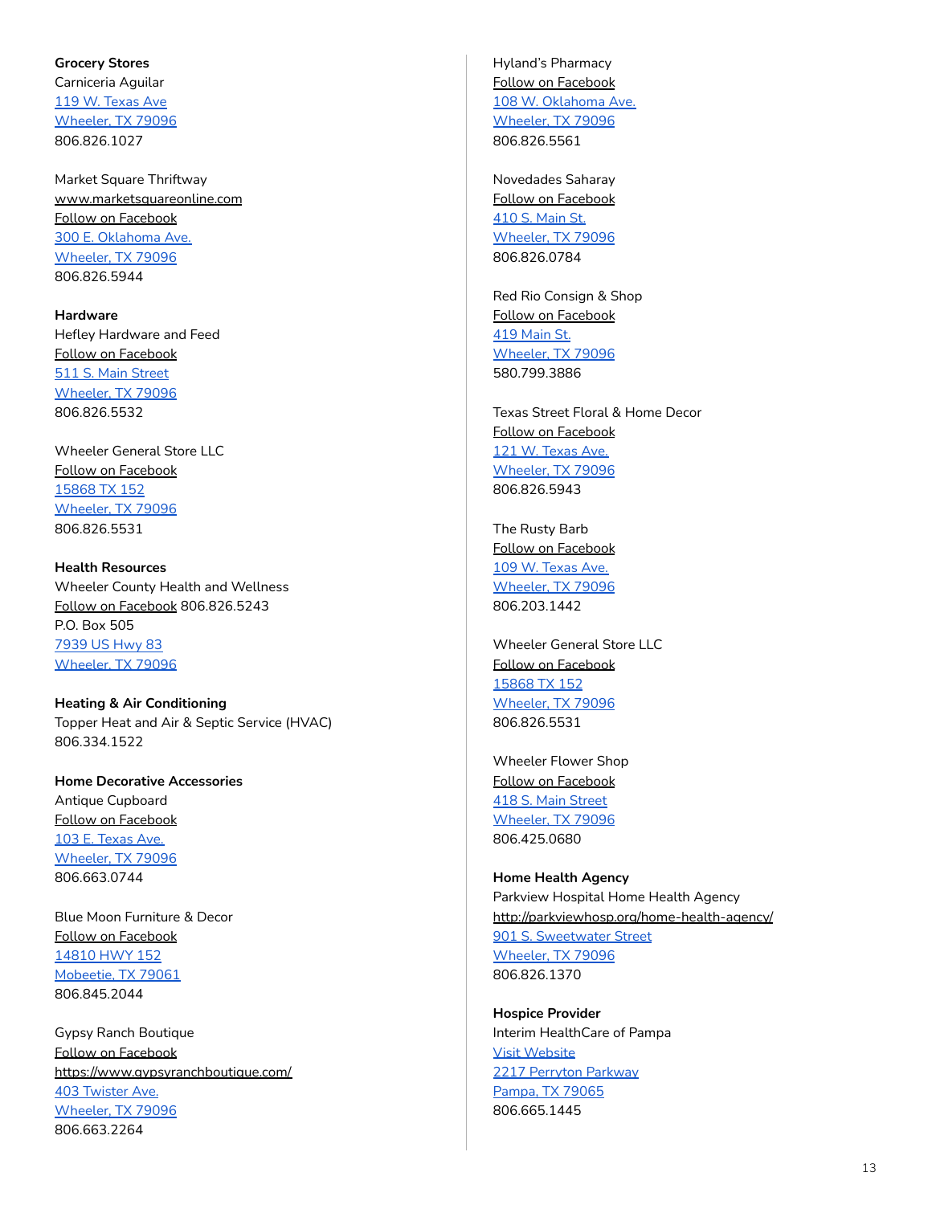**Grocery Stores**

Carniceria Aguilar
119 W. Texas Ave
Wheeler, TX 79096
806.826.1027

Market Square Thriftway
www.marketsquareonline.com
Follow on Facebook
300 E. Oklahoma Ave.
Wheeler, TX 79096
806.826.5944

**Hardware**

Hefley Hardware and Feed
Follow on Facebook
511 S. Main Street
Wheeler, TX 79096
806.826.5532

Wheeler General Store LLC
Follow on Facebook
15868 TX 152
Wheeler, TX 79096
806.826.5531

**Health Resources**

Wheeler County Health and Wellness
Follow on Facebook 806.826.5243
P.O. Box 505
7939 US Hwy 83
Wheeler, TX 79096

**Heating & Air Conditioning**

Topper Heat and Air & Septic Service (HVAC)
806.334.1522

**Home Decorative Accessories**

Antique Cupboard
Follow on Facebook
103 E. Texas Ave.
Wheeler, TX 79096
806.663.0744

Blue Moon Furniture & Decor
Follow on Facebook
14810 HWY 152
Mobeetie, TX 79061
806.845.2044

Gypsy Ranch Boutique
Follow on Facebook
https://www.gypsyranchboutique.com/
403 Twister Ave.
Wheeler, TX 79096
806.663.2264

Hyland's Pharmacy
Follow on Facebook
108 W. Oklahoma Ave.
Wheeler, TX 79096
806.826.5561

Novedades Saharay
Follow on Facebook
410 S. Main St.
Wheeler, TX 79096
806.826.0784

Red Rio Consign & Shop
Follow on Facebook
419 Main St.
Wheeler, TX 79096
580.799.3886

Texas Street Floral & Home Decor
Follow on Facebook
121 W. Texas Ave.
Wheeler, TX 79096
806.826.5943

The Rusty Barb
Follow on Facebook
109 W. Texas Ave.
Wheeler, TX 79096
806.203.1442

Wheeler General Store LLC
Follow on Facebook
15868 TX 152
Wheeler, TX 79096
806.826.5531

Wheeler Flower Shop
Follow on Facebook
418 S. Main Street
Wheeler, TX 79096
806.425.0680

**Home Health Agency**

Parkview Hospital Home Health Agency
http://parkviewhosp.org/home-health-agency/
901 S. Sweetwater Street
Wheeler, TX 79096
806.826.1370

**Hospice Provider**

Interim HealthCare of Pampa
Visit Website
2217 Perryton Parkway
Pampa, TX 79065
806.665.1445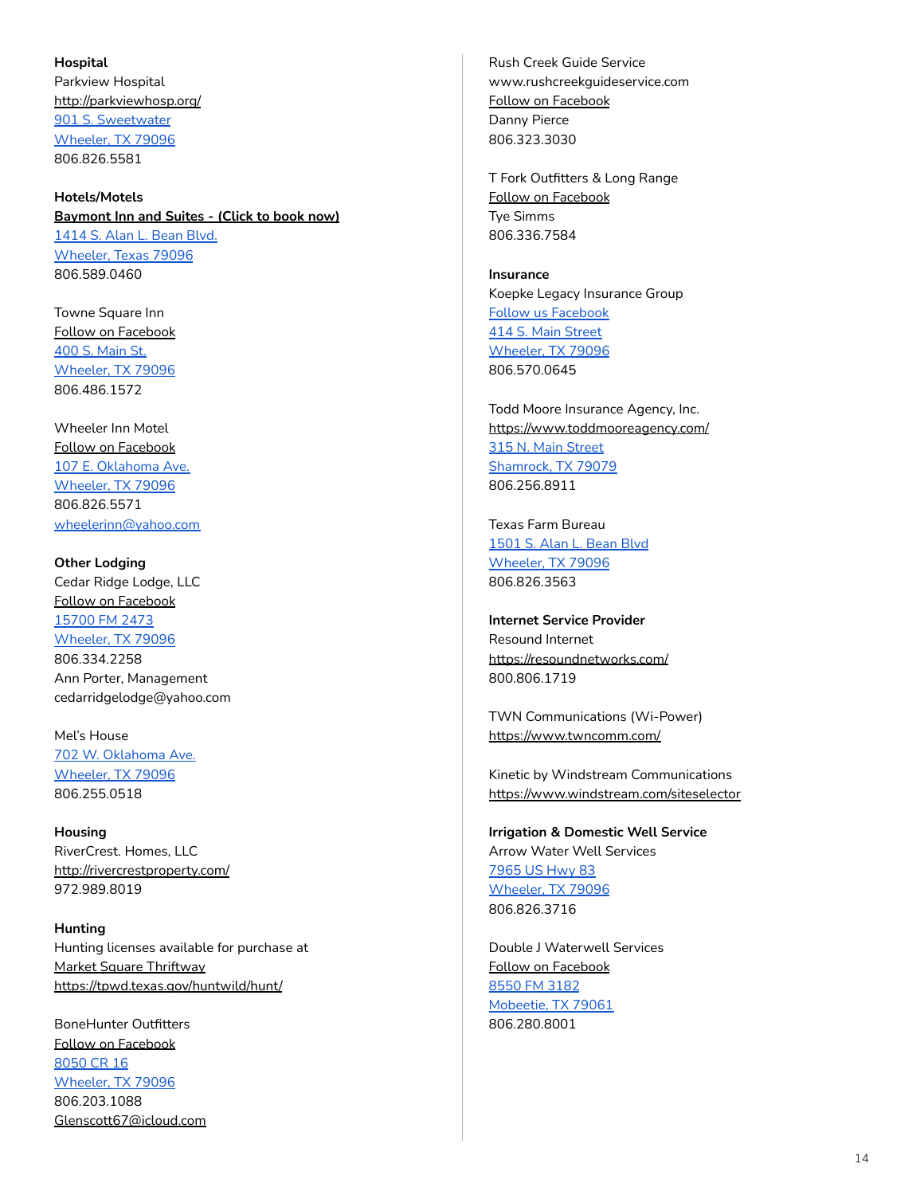**Hospital**
Parkview Hospital
http://parkviewhosp.org/
901 S. Sweetwater
Wheeler, TX 79096
806.826.5581

**Hotels/Motels**
**Baymont Inn and Suites - (Click to book now)**
1414 S. Alan L. Bean Blvd.
Wheeler, Texas 79096
806.589.0460

Towne Square Inn
Follow on Facebook
400 S. Main St.
Wheeler, TX 79096
806.486.1572

Wheeler Inn Motel
Follow on Facebook
107 E. Oklahoma Ave.
Wheeler, TX 79096
806.826.5571
wheelerinn@yahoo.com

**Other Lodging**
Cedar Ridge Lodge, LLC
Follow on Facebook
15700 FM 2473
Wheeler, TX 79096
806.334.2258
Ann Porter, Management
cedarridgelodge@yahoo.com

Mel's House
702 W. Oklahoma Ave.
Wheeler, TX 79096
806.255.0518

**Housing**
RiverCrest. Homes, LLC
http://rivercrestproperty.com/
972.989.8019

**Hunting**
Hunting licenses available for purchase at
Market Square Thriftway
https://tpwd.texas.gov/huntwild/hunt/

BoneHunter Outfitters
Follow on Facebook
8050 CR 16
Wheeler, TX 79096
806.203.1088
Glenscott67@icloud.com

Rush Creek Guide Service
www.rushcreekguideservice.com
Follow on Facebook
Danny Pierce
806.323.3030

T Fork Outfitters & Long Range
Follow on Facebook
Tye Simms
806.336.7584

**Insurance**
Koepke Legacy Insurance Group
Follow us Facebook
414 S. Main Street
Wheeler, TX 79096
806.570.0645

Todd Moore Insurance Agency, Inc.
https://www.toddmooreagency.com/
315 N. Main Street
Shamrock, TX 79079
806.256.8911

Texas Farm Bureau
1501 S. Alan L. Bean Blvd
Wheeler, TX 79096
806.826.3563

**Internet Service Provider**
Resound Internet
https://resoundnetworks.com/
800.806.1719

TWN Communications (Wi-Power)
https://www.twncomm.com/

Kinetic by Windstream Communications
https://www.windstream.com/siteselector

**Irrigation & Domestic Well Service**
Arrow Water Well Services
7965 US Hwy 83
Wheeler, TX 79096
806.826.3716

Double J Waterwell Services
Follow on Facebook
8550 FM 3182
Mobeetie, TX 79061
806.280.8001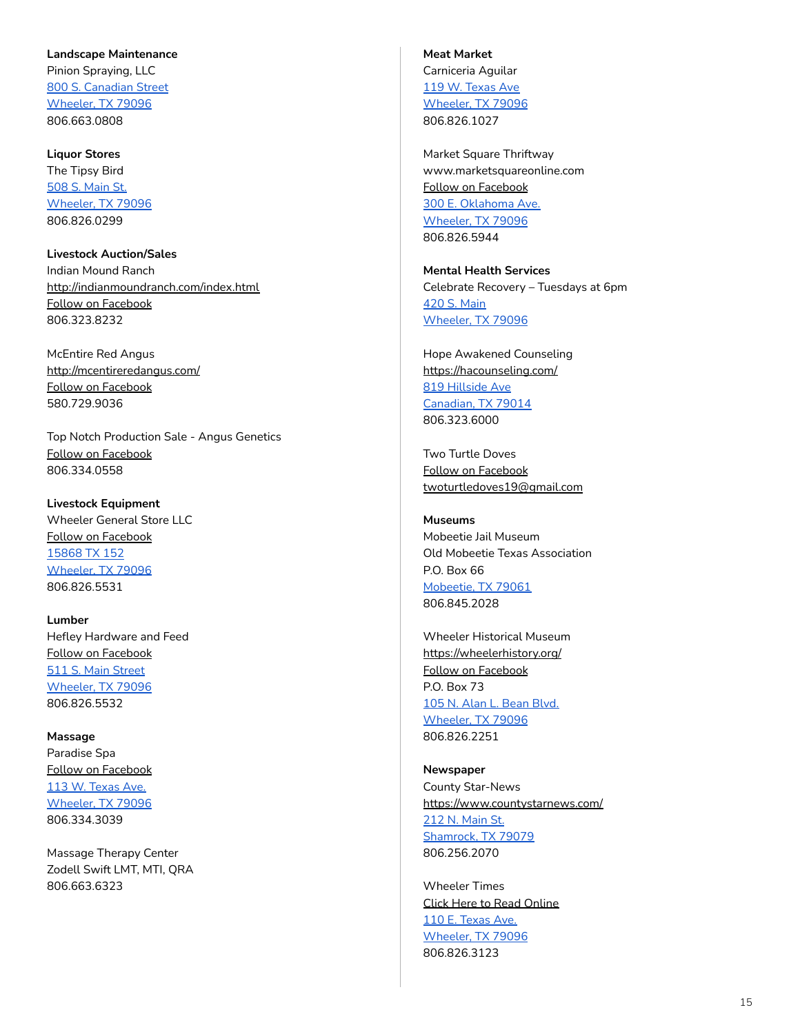**Landscape Maintenance**
Pinion Spraying, LLC
800 S. Canadian Street
Wheeler, TX 79096
806.663.0808

**Liquor Stores**
The Tipsy Bird
508 S. Main St.
Wheeler, TX 79096
806.826.0299

**Livestock Auction/Sales**
Indian Mound Ranch
http://indianmoundranch.com/index.html
Follow on Facebook
806.323.8232

McEntire Red Angus
http://mcentireredangus.com/
Follow on Facebook
580.729.9036

Top Notch Production Sale - Angus Genetics
Follow on Facebook
806.334.0558

**Livestock Equipment**
Wheeler General Store LLC
Follow on Facebook
15868 TX 152
Wheeler, TX 79096
806.826.5531

**Lumber**
Hefley Hardware and Feed
Follow on Facebook
511 S. Main Street
Wheeler, TX 79096
806.826.5532

**Massage**
Paradise Spa
Follow on Facebook
113 W. Texas Ave.
Wheeler, TX 79096
806.334.3039

Massage Therapy Center
Zodell Swift LMT, MTI, QRA
806.663.6323

**Meat Market**
Carniceria Aguilar
119 W. Texas Ave
Wheeler, TX 79096
806.826.1027

Market Square Thriftway
www.marketsquareonline.com
Follow on Facebook
300 E. Oklahoma Ave.
Wheeler, TX 79096
806.826.5944

**Mental Health Services**
Celebrate Recovery – Tuesdays at 6pm
420 S. Main
Wheeler, TX 79096

Hope Awakened Counseling
https://hacounseling.com/
819 Hillside Ave
Canadian, TX 79014
806.323.6000

Two Turtle Doves
Follow on Facebook
twoturtledoves19@gmail.com

**Museums**
Mobeetie Jail Museum
Old Mobeetie Texas Association
P.O. Box 66
Mobeetie, TX 79061
806.845.2028

Wheeler Historical Museum
https://wheelerhistory.org/
Follow on Facebook
P.O. Box 73
105 N. Alan L. Bean Blvd.
Wheeler, TX 79096
806.826.2251

**Newspaper**
County Star-News
https://www.countystarnews.com/
212 N. Main St.
Shamrock, TX 79079
806.256.2070

Wheeler Times
Click Here to Read Online
110 E. Texas Ave.
Wheeler, TX 79096
806.826.3123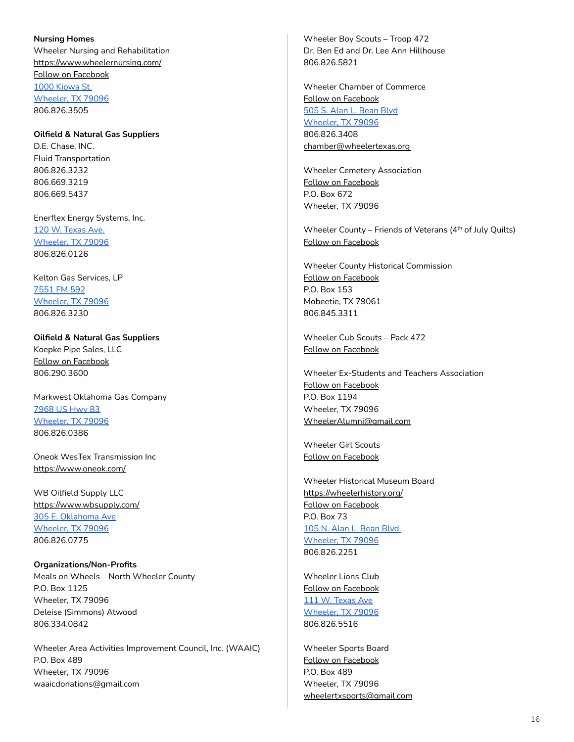**Nursing Homes**

Wheeler Nursing and Rehabilitation
https://www.wheelernursing.com/
Follow on Facebook
1000 Kiowa St.
Wheeler, TX 79096
806.826.3505

**Oilfield & Natural Gas Suppliers**

D.E. Chase, INC.
Fluid Transportation
806.826.3232
806.669.3219
806.669.5437

Enerflex Energy Systems, Inc.
120 W. Texas Ave.
Wheeler, TX 79096
806.826.0126

Kelton Gas Services, LP
7551 FM 592
Wheeler, TX 79096
806.826.3230

**Oilfield & Natural Gas Suppliers**

Koepke Pipe Sales, LLC
Follow on Facebook
806.290.3600

Markwest Oklahoma Gas Company
7968 US Hwy 83
Wheeler, TX 79096
806.826.0386

Oneok WesTex Transmission Inc
https://www.oneok.com/

WB Oilfield Supply LLC
https://www.wbsupply.com/
305 E. Oklahoma Ave
Wheeler, TX 79096
806.826.0775

**Organizations/Non-Profits**

Meals on Wheels – North Wheeler County
P.O. Box 1125
Wheeler, TX 79096
Deleise (Simmons) Atwood
806.334.0842

Wheeler Area Activities Improvement Council, Inc. (WAAIC)
P.O. Box 489
Wheeler, TX 79096
waaicdonations@gmail.com

Wheeler Boy Scouts – Troop 472
Dr. Ben Ed and Dr. Lee Ann Hillhouse
806.826.5821

Wheeler Chamber of Commerce
Follow on Facebook
505 S. Alan L. Bean Blvd
Wheeler, TX 79096
806.826.3408
chamber@wheelertexas.org

Wheeler Cemetery Association
Follow on Facebook
P.O. Box 672
Wheeler, TX 79096

Wheeler County – Friends of Veterans (4th of July Quilts)
Follow on Facebook

Wheeler County Historical Commission
Follow on Facebook
P.O. Box 153
Mobeetie, TX 79061
806.845.3311

Wheeler Cub Scouts – Pack 472
Follow on Facebook

Wheeler Ex-Students and Teachers Association
Follow on Facebook
P.O. Box 1194
Wheeler, TX 79096
WheelerAlumni@gmail.com

Wheeler Girl Scouts
Follow on Facebook

Wheeler Historical Museum Board
https://wheelerhistory.org/
Follow on Facebook
P.O. Box 73
105 N. Alan L. Bean Blvd.
Wheeler, TX 79096
806.826.2251

Wheeler Lions Club
Follow on Facebook
111 W. Texas Ave
Wheeler, TX 79096
806.826.5516

Wheeler Sports Board
Follow on Facebook
P.O. Box 489
Wheeler, TX 79096
wheelertxsports@gmail.com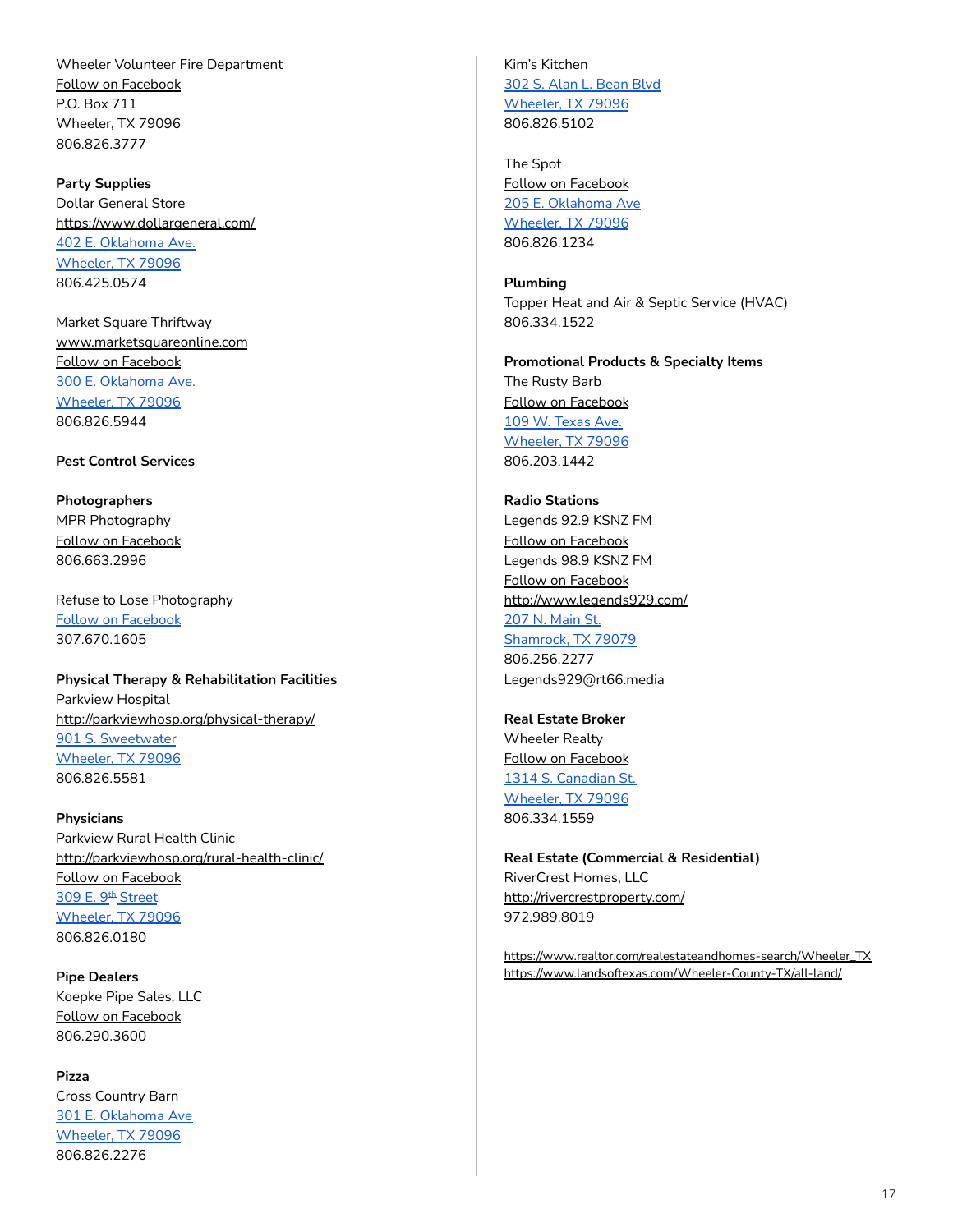Wheeler Volunteer Fire Department
Follow on Facebook
P.O. Box 711
Wheeler, TX 79096
806.826.3777

**Party Supplies**
Dollar General Store
https://www.dollargeneral.com/
402 E. Oklahoma Ave.
Wheeler, TX 79096
806.425.0574

Market Square Thriftway
www.marketsquareonline.com
Follow on Facebook
300 E. Oklahoma Ave.
Wheeler, TX 79096
806.826.5944

**Pest Control Services**

**Photographers**
MPR Photography
Follow on Facebook
806.663.2996

Refuse to Lose Photography
Follow on Facebook
307.670.1605

**Physical Therapy & Rehabilitation Facilities**
Parkview Hospital
http://parkviewhosp.org/physical-therapy/
901 S. Sweetwater
Wheeler, TX 79096
806.826.5581

**Physicians**
Parkview Rural Health Clinic
http://parkviewhosp.org/rural-health-clinic/
Follow on Facebook
309 E. 9th Street
Wheeler, TX 79096
806.826.0180

**Pipe Dealers**
Koepke Pipe Sales, LLC
Follow on Facebook
806.290.3600

**Pizza**
Cross Country Barn
301 E. Oklahoma Ave
Wheeler, TX 79096
806.826.2276

Kim's Kitchen
302 S. Alan L. Bean Blvd
Wheeler, TX 79096
806.826.5102

The Spot
Follow on Facebook
205 E. Oklahoma Ave
Wheeler, TX 79096
806.826.1234

**Plumbing**
Topper Heat and Air & Septic Service (HVAC)
806.334.1522

**Promotional Products & Specialty Items**
The Rusty Barb
Follow on Facebook
109 W. Texas Ave.
Wheeler, TX 79096
806.203.1442

**Radio Stations**
Legends 92.9 KSNZ FM
Follow on Facebook
Legends 98.9 KSNZ FM
Follow on Facebook
http://www.legends929.com/
207 N. Main St.
Shamrock, TX 79079
806.256.2277
Legends929@rt66.media

**Real Estate Broker**
Wheeler Realty
Follow on Facebook
1314 S. Canadian St.
Wheeler, TX 79096
806.334.1559

**Real Estate (Commercial & Residential)**
RiverCrest Homes, LLC
http://rivercrestproperty.com/
972.989.8019

https://www.realtor.com/realestateandhomes-search/Wheeler_TX
https://www.landsoftexas.com/Wheeler-County-TX/all-land/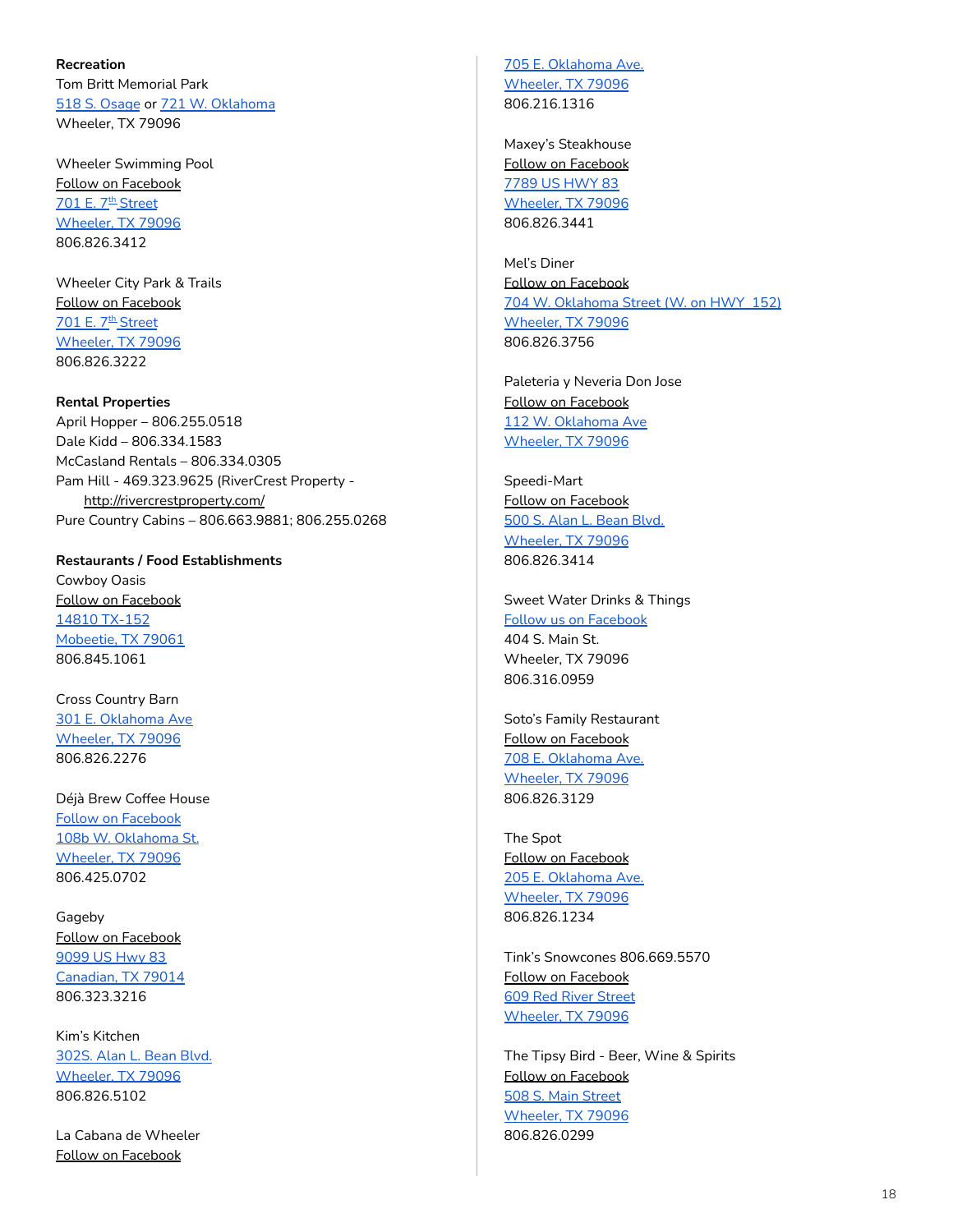**Recreation**

Tom Britt Memorial Park
518 S. Osage or 721 W. Oklahoma
Wheeler, TX 79096

Wheeler Swimming Pool
Follow on Facebook
701 E. 7th Street
Wheeler, TX 79096
806.826.3412

Wheeler City Park & Trails
Follow on Facebook
701 E. 7th Street
Wheeler, TX 79096
806.826.3222

**Rental Properties**

April Hopper – 806.255.0518
Dale Kidd – 806.334.1583
McCasland Rentals – 806.334.0305
Pam Hill - 469.323.9625 (RiverCrest Property - http://rivercrestproperty.com/
Pure Country Cabins – 806.663.9881; 806.255.0268

**Restaurants / Food Establishments**

Cowboy Oasis
Follow on Facebook
14810 TX-152
Mobeetie, TX 79061
806.845.1061

Cross Country Barn
301 E. Oklahoma Ave
Wheeler, TX 79096
806.826.2276

Déjà Brew Coffee House
Follow on Facebook
108b W. Oklahoma St.
Wheeler, TX 79096
806.425.0702

Gageby
Follow on Facebook
9099 US Hwy 83
Canadian, TX 79014
806.323.3216

Kim's Kitchen
302S. Alan L. Bean Blvd.
Wheeler, TX 79096
806.826.5102

La Cabana de Wheeler
Follow on Facebook
705 E. Oklahoma Ave.
Wheeler, TX 79096
806.216.1316

Maxey's Steakhouse
Follow on Facebook
7789 US HWY 83
Wheeler, TX 79096
806.826.3441

Mel's Diner
Follow on Facebook
704 W. Oklahoma Street (W. on HWY 152)
Wheeler, TX 79096
806.826.3756

Paleteria y Neveria Don Jose
Follow on Facebook
112 W. Oklahoma Ave
Wheeler, TX 79096

Speedi-Mart
Follow on Facebook
500 S. Alan L. Bean Blvd.
Wheeler, TX 79096
806.826.3414

Sweet Water Drinks & Things
Follow us on Facebook
404 S. Main St.
Wheeler, TX 79096
806.316.0959

Soto's Family Restaurant
Follow on Facebook
708 E. Oklahoma Ave.
Wheeler, TX 79096
806.826.3129

The Spot
Follow on Facebook
205 E. Oklahoma Ave.
Wheeler, TX 79096
806.826.1234

Tink's Snowcones 806.669.5570
Follow on Facebook
609 Red River Street
Wheeler, TX 79096

The Tipsy Bird - Beer, Wine & Spirits
Follow on Facebook
508 S. Main Street
Wheeler, TX 79096
806.826.0299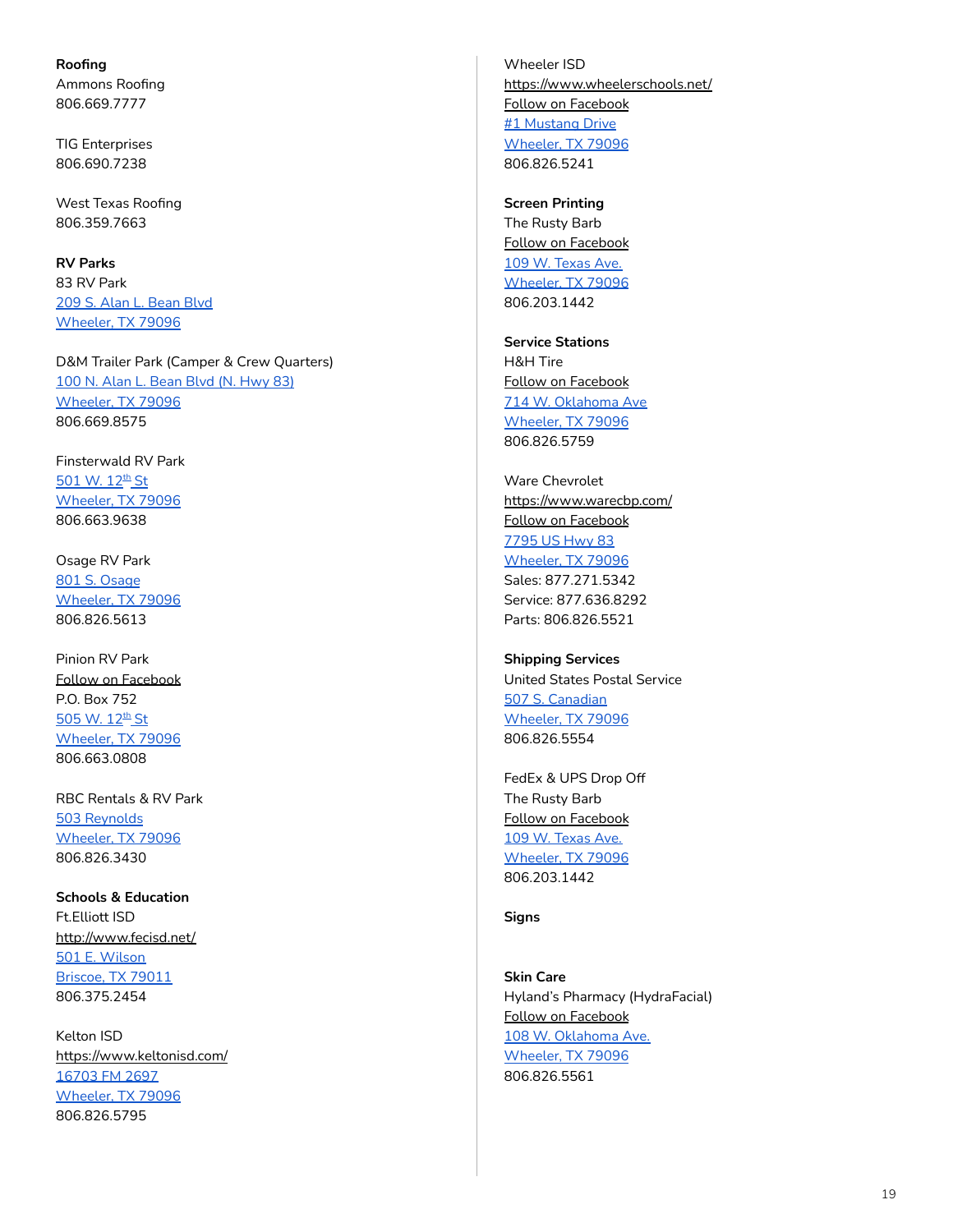**Roofing**

Ammons Roofing
806.669.7777

TIG Enterprises
806.690.7238

West Texas Roofing
806.359.7663

**RV Parks**

83 RV Park
209 S. Alan L. Bean Blvd
Wheeler, TX 79096

D&M Trailer Park (Camper & Crew Quarters)
100 N. Alan L. Bean Blvd (N. Hwy 83)
Wheeler, TX 79096
806.669.8575

Finsterwald RV Park
501 W. 12th St
Wheeler, TX 79096
806.663.9638

Osage RV Park
801 S. Osage
Wheeler, TX 79096
806.826.5613

Pinion RV Park
Follow on Facebook
P.O. Box 752
505 W. 12th St
Wheeler, TX 79096
806.663.0808

RBC Rentals & RV Park
503 Reynolds
Wheeler, TX 79096
806.826.3430

**Schools & Education**

Ft.Elliott ISD
http://www.fecisd.net/
501 E. Wilson
Briscoe, TX 79011
806.375.2454

Kelton ISD
https://www.keltonisd.com/
16703 FM 2697
Wheeler, TX 79096
806.826.5795

Wheeler ISD
https://www.wheelerschools.net/
Follow on Facebook
#1 Mustang Drive
Wheeler, TX 79096
806.826.5241

**Screen Printing**

The Rusty Barb
Follow on Facebook
109 W. Texas Ave.
Wheeler, TX 79096
806.203.1442

**Service Stations**

H&H Tire
Follow on Facebook
714 W. Oklahoma Ave
Wheeler, TX 79096
806.826.5759

Ware Chevrolet
https://www.warecbp.com/
Follow on Facebook
7795 US Hwy 83
Wheeler, TX 79096
Sales: 877.271.5342
Service: 877.636.8292
Parts: 806.826.5521

**Shipping Services**

United States Postal Service
507 S. Canadian
Wheeler, TX 79096
806.826.5554

FedEx & UPS Drop Off
The Rusty Barb
Follow on Facebook
109 W. Texas Ave.
Wheeler, TX 79096
806.203.1442

**Signs**

**Skin Care**

Hyland's Pharmacy (HydraFacial)
Follow on Facebook
108 W. Oklahoma Ave.
Wheeler, TX 79096
806.826.5561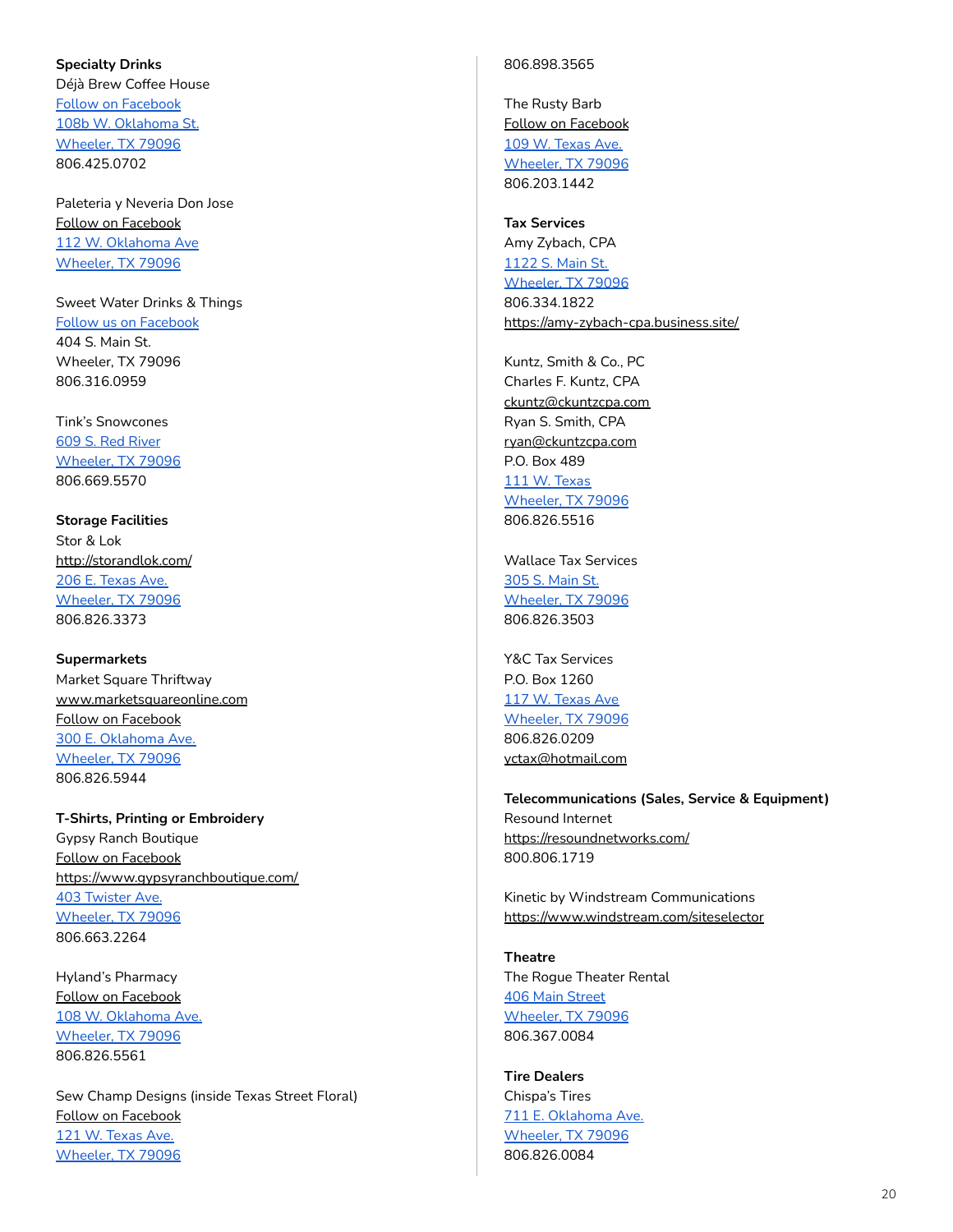**Specialty Drinks**

Déjà Brew Coffee House
Follow on Facebook
108b W. Oklahoma St.
Wheeler, TX 79096
806.425.0702

Paleteria y Neveria Don Jose
Follow on Facebook
112 W. Oklahoma Ave
Wheeler, TX 79096

Sweet Water Drinks & Things
Follow us on Facebook
404 S. Main St.
Wheeler, TX 79096
806.316.0959

Tink's Snowcones
609 S. Red River
Wheeler, TX 79096
806.669.5570

**Storage Facilities**

Stor & Lok
http://storandlok.com/
206 E. Texas Ave.
Wheeler, TX 79096
806.826.3373

**Supermarkets**

Market Square Thriftway
www.marketsquareonline.com
Follow on Facebook
300 E. Oklahoma Ave.
Wheeler, TX 79096
806.826.5944

**T-Shirts, Printing or Embroidery**

Gypsy Ranch Boutique
Follow on Facebook
https://www.gypsyranchboutique.com/
403 Twister Ave.
Wheeler, TX 79096
806.663.2264

Hyland's Pharmacy
Follow on Facebook
108 W. Oklahoma Ave.
Wheeler, TX 79096
806.826.5561

Sew Champ Designs (inside Texas Street Floral)
Follow on Facebook
121 W. Texas Ave.
Wheeler, TX 79096
806.898.3565

The Rusty Barb
Follow on Facebook
109 W. Texas Ave.
Wheeler, TX 79096
806.203.1442

**Tax Services**

Amy Zybach, CPA
1122 S. Main St.
Wheeler, TX 79096
806.334.1822
https://amy-zybach-cpa.business.site/

Kuntz, Smith & Co., PC
Charles F. Kuntz, CPA
ckuntz@ckuntzcpa.com
Ryan S. Smith, CPA
ryan@ckuntzcpa.com
P.O. Box 489
111 W. Texas
Wheeler, TX 79096
806.826.5516

Wallace Tax Services
305 S. Main St.
Wheeler, TX 79096
806.826.3503

Y&C Tax Services
P.O. Box 1260
117 W. Texas Ave
Wheeler, TX 79096
806.826.0209
yctax@hotmail.com

**Telecommunications (Sales, Service & Equipment)**

Resound Internet
https://resoundnetworks.com/
800.806.1719

Kinetic by Windstream Communications
https://www.windstream.com/siteselector

**Theatre**

The Rogue Theater Rental
406 Main Street
Wheeler, TX 79096
806.367.0084

**Tire Dealers**

Chispa's Tires
711 E. Oklahoma Ave.
Wheeler, TX 79096
806.826.0084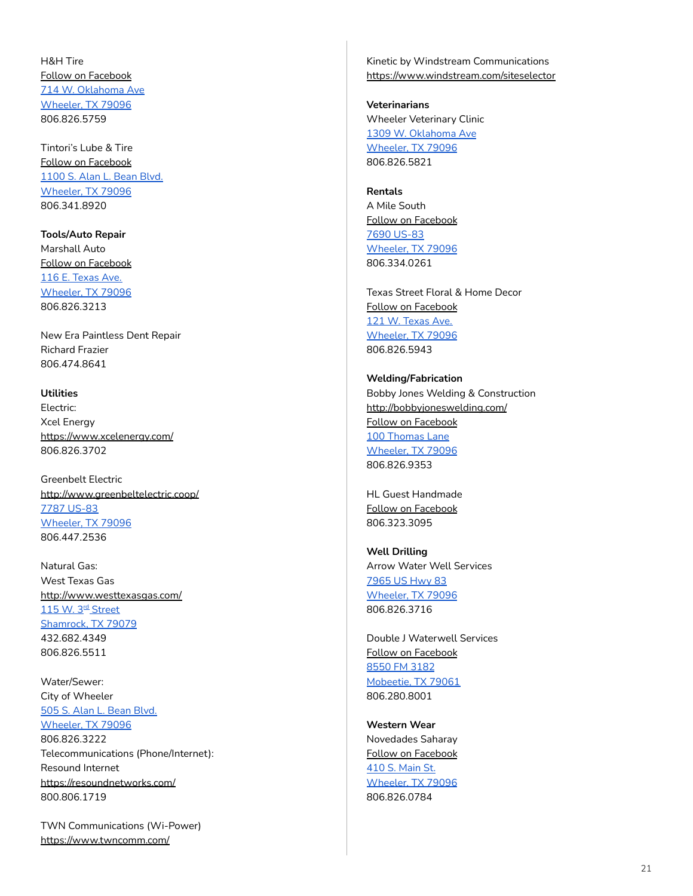H&H Tire
Follow on Facebook
714 W. Oklahoma Ave
Wheeler, TX 79096
806.826.5759

Tintori's Lube & Tire
Follow on Facebook
1100 S. Alan L. Bean Blvd.
Wheeler, TX 79096
806.341.8920

**Tools/Auto Repair**
Marshall Auto
Follow on Facebook
116 E. Texas Ave.
Wheeler, TX 79096
806.826.3213

New Era Paintless Dent Repair
Richard Frazier
806.474.8641

**Utilities**
Electric:
Xcel Energy
https://www.xcelenergy.com/
806.826.3702

Greenbelt Electric
http://www.greenbeltelectric.coop/
7787 US-83
Wheeler, TX 79096
806.447.2536

Natural Gas:
West Texas Gas
http://www.westtexasgas.com/
115 W. 3rd Street
Shamrock, TX 79079
432.682.4349
806.826.5511

Water/Sewer:
City of Wheeler
505 S. Alan L. Bean Blvd.
Wheeler, TX 79096
806.826.3222
Telecommunications (Phone/Internet):
Resound Internet
https://resoundnetworks.com/
800.806.1719

TWN Communications (Wi-Power)
https://www.twncomm.com/

Kinetic by Windstream Communications
https://www.windstream.com/siteselector

**Veterinarians**
Wheeler Veterinary Clinic
1309 W. Oklahoma Ave
Wheeler, TX 79096
806.826.5821

**Rentals**
A Mile South
Follow on Facebook
7690 US-83
Wheeler, TX 79096
806.334.0261

Texas Street Floral & Home Decor
Follow on Facebook
121 W. Texas Ave.
Wheeler, TX 79096
806.826.5943

**Welding/Fabrication**
Bobby Jones Welding & Construction
http://bobbyjoneswelding.com/
Follow on Facebook
100 Thomas Lane
Wheeler, TX 79096
806.826.9353

HL Guest Handmade
Follow on Facebook
806.323.3095

**Well Drilling**
Arrow Water Well Services
7965 US Hwy 83
Wheeler, TX 79096
806.826.3716

Double J Waterwell Services
Follow on Facebook
8550 FM 3182
Mobeetie, TX 79061
806.280.8001

**Western Wear**
Novedades Saharay
Follow on Facebook
410 S. Main St.
Wheeler, TX 79096
806.826.0784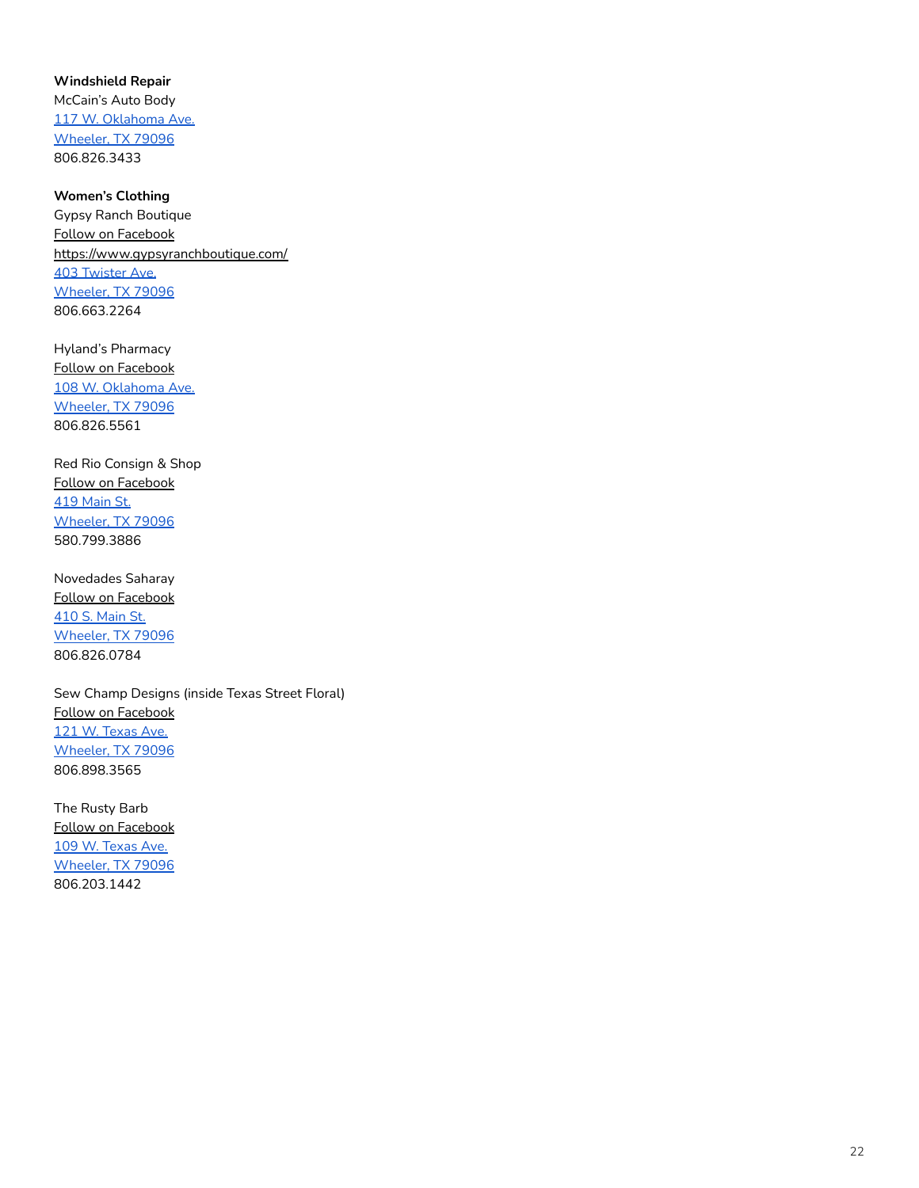**Windshield Repair**
McCain's Auto Body
117 W. Oklahoma Ave.
Wheeler, TX 79096
806.826.3433

**Women's Clothing**
Gypsy Ranch Boutique
Follow on Facebook
https://www.gypsyranchboutique.com/
403 Twister Ave.
Wheeler, TX 79096
806.663.2264

Hyland's Pharmacy
Follow on Facebook
108 W. Oklahoma Ave.
Wheeler, TX 79096
806.826.5561

Red Rio Consign & Shop
Follow on Facebook
419 Main St.
Wheeler, TX 79096
580.799.3886

Novedades Saharay
Follow on Facebook
410 S. Main St.
Wheeler, TX 79096
806.826.0784

Sew Champ Designs (inside Texas Street Floral)
Follow on Facebook
121 W. Texas Ave.
Wheeler, TX 79096
806.898.3565

The Rusty Barb
Follow on Facebook
109 W. Texas Ave.
Wheeler, TX 79096
806.203.1442